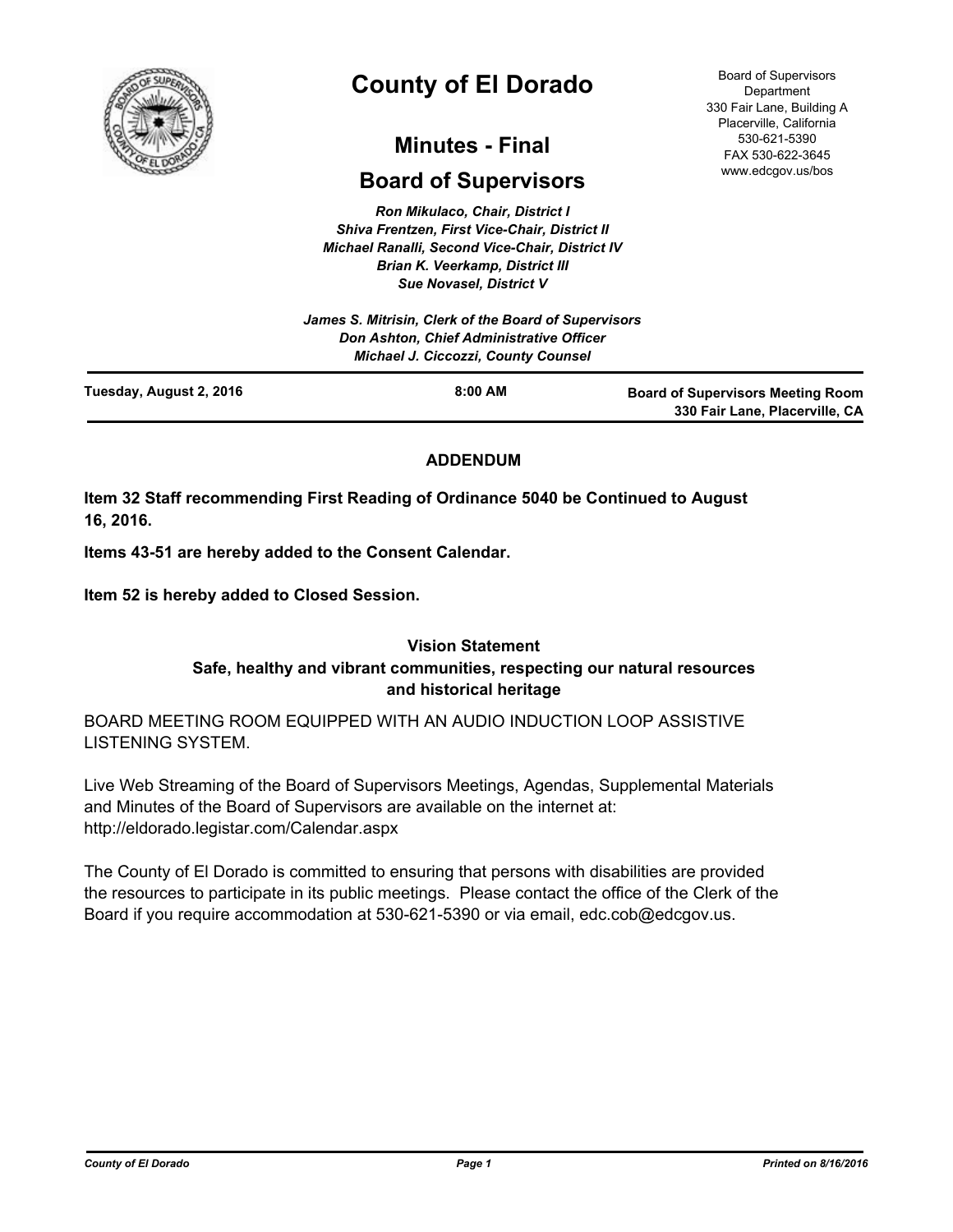# County of El Dorado

## Minutes - Final

## Board of Supervisors

Board of Supervisors Department
330 Fair Lane, Building A
Placerville, California
530-621-5390
FAX 530-622-3645
www.edcgov.us/bos

*Ron Mikulaco, Chair, District I*
*Shiva Frentzen, First Vice-Chair, District II*
*Michael Ranalli, Second Vice-Chair, District IV*
*Brian K. Veerkamp, District III*
*Sue Novasel, District V*

*James S. Mitrisin, Clerk of the Board of Supervisors*
*Don Ashton, Chief Administrative Officer*
*Michael J. Ciccozzi, County Counsel*

**Tuesday, August 2, 2016** | **8:00 AM** | **Board of Supervisors Meeting Room, 330 Fair Lane, Placerville, CA**

### ADDENDUM

**Item 32 Staff recommending First Reading of Ordinance 5040 be Continued to August 16, 2016.**

**Items 43-51 are hereby added to the Consent Calendar.**

**Item 52 is hereby added to Closed Session.**

### Vision Statement

**Safe, healthy and vibrant communities, respecting our natural resources and historical heritage**

BOARD MEETING ROOM EQUIPPED WITH AN AUDIO INDUCTION LOOP ASSISTIVE LISTENING SYSTEM.

Live Web Streaming of the Board of Supervisors Meetings, Agendas, Supplemental Materials and Minutes of the Board of Supervisors are available on the internet at: http://eldorado.legistar.com/Calendar.aspx

The County of El Dorado is committed to ensuring that persons with disabilities are provided the resources to participate in its public meetings. Please contact the office of the Clerk of the Board if you require accommodation at 530-621-5390 or via email, edc.cob@edcgov.us.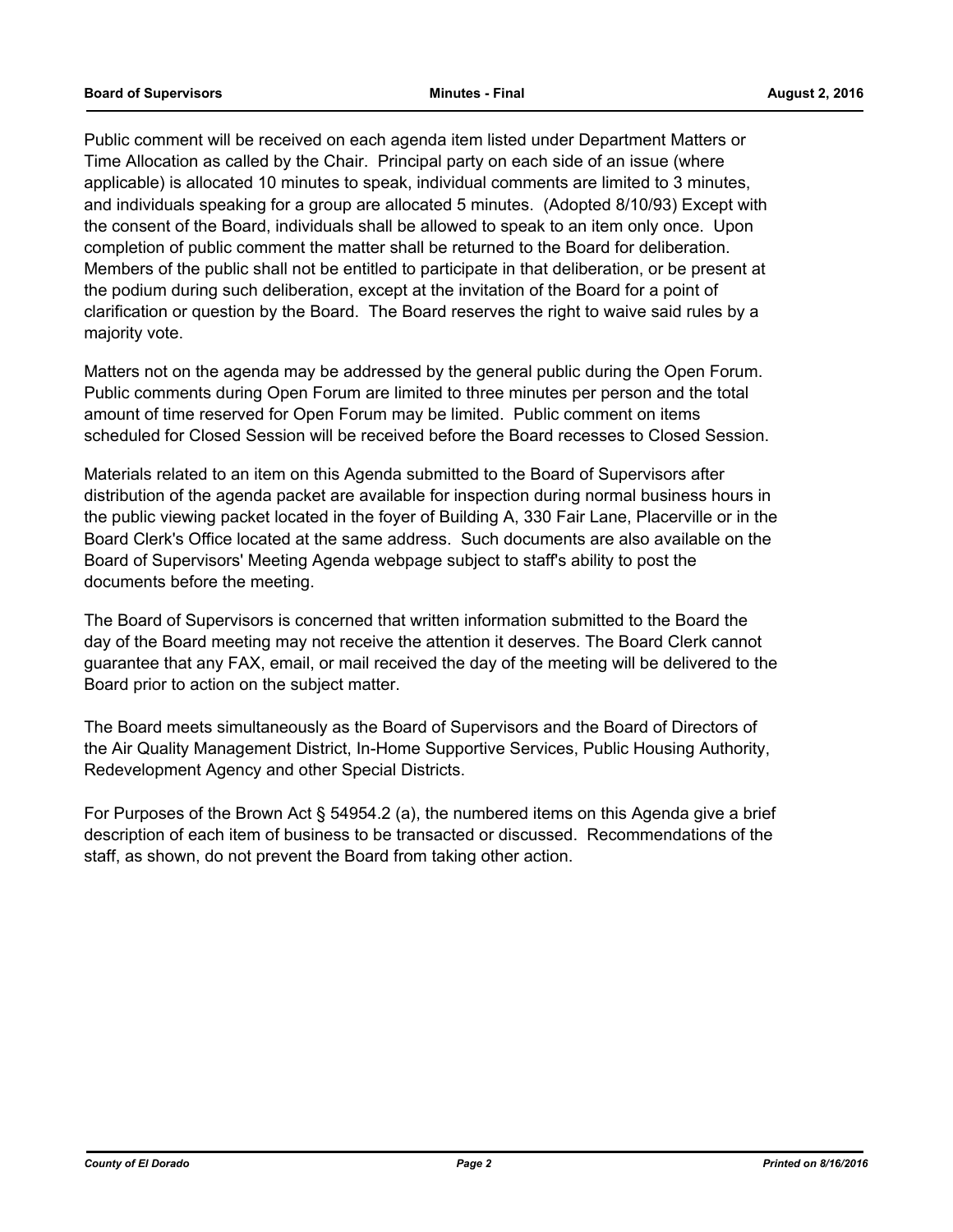Public comment will be received on each agenda item listed under Department Matters or Time Allocation as called by the Chair. Principal party on each side of an issue (where applicable) is allocated 10 minutes to speak, individual comments are limited to 3 minutes, and individuals speaking for a group are allocated 5 minutes. (Adopted 8/10/93) Except with the consent of the Board, individuals shall be allowed to speak to an item only once. Upon completion of public comment the matter shall be returned to the Board for deliberation. Members of the public shall not be entitled to participate in that deliberation, or be present at the podium during such deliberation, except at the invitation of the Board for a point of clarification or question by the Board. The Board reserves the right to waive said rules by a majority vote.

Matters not on the agenda may be addressed by the general public during the Open Forum. Public comments during Open Forum are limited to three minutes per person and the total amount of time reserved for Open Forum may be limited. Public comment on items scheduled for Closed Session will be received before the Board recesses to Closed Session.

Materials related to an item on this Agenda submitted to the Board of Supervisors after distribution of the agenda packet are available for inspection during normal business hours in the public viewing packet located in the foyer of Building A, 330 Fair Lane, Placerville or in the Board Clerk's Office located at the same address. Such documents are also available on the Board of Supervisors' Meeting Agenda webpage subject to staff's ability to post the documents before the meeting.

The Board of Supervisors is concerned that written information submitted to the Board the day of the Board meeting may not receive the attention it deserves. The Board Clerk cannot guarantee that any FAX, email, or mail received the day of the meeting will be delivered to the Board prior to action on the subject matter.

The Board meets simultaneously as the Board of Supervisors and the Board of Directors of the Air Quality Management District, In-Home Supportive Services, Public Housing Authority, Redevelopment Agency and other Special Districts.

For Purposes of the Brown Act § 54954.2 (a), the numbered items on this Agenda give a brief description of each item of business to be transacted or discussed. Recommendations of the staff, as shown, do not prevent the Board from taking other action.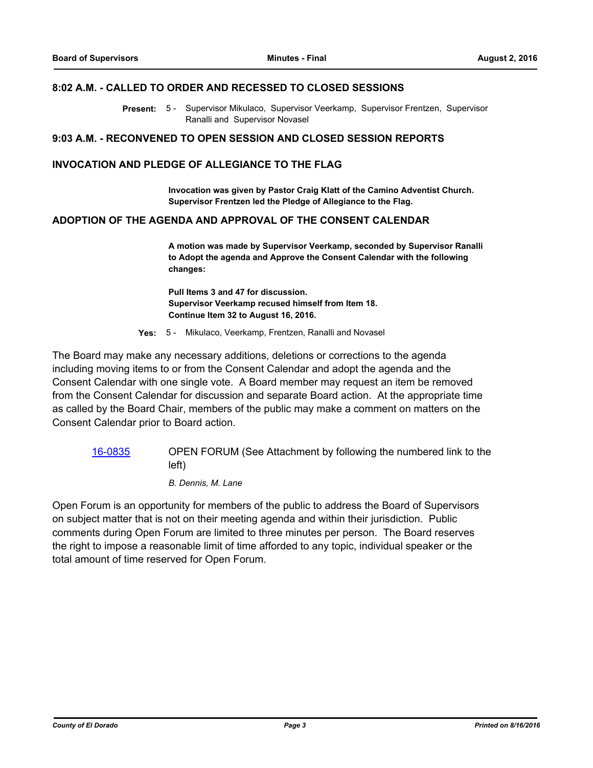## 8:02 A.M. - CALLED TO ORDER AND RECESSED TO CLOSED SESSIONS

**Present:** 5 - Supervisor Mikulaco, Supervisor Veerkamp, Supervisor Frentzen, Supervisor Ranalli and Supervisor Novasel

## 9:03 A.M. - RECONVENED TO OPEN SESSION AND CLOSED SESSION REPORTS

## INVOCATION AND PLEDGE OF ALLEGIANCE TO THE FLAG

**Invocation was given by Pastor Craig Klatt of the Camino Adventist Church. Supervisor Frentzen led the Pledge of Allegiance to the Flag.**

## ADOPTION OF THE AGENDA AND APPROVAL OF THE CONSENT CALENDAR

**A motion was made by Supervisor Veerkamp, seconded by Supervisor Ranalli to Adopt the agenda and Approve the Consent Calendar with the following changes:**

**Pull Items 3 and 47 for discussion.**
**Supervisor Veerkamp recused himself from Item 18.**
**Continue Item 32 to August 16, 2016.**

**Yes:** 5 - Mikulaco, Veerkamp, Frentzen, Ranalli and Novasel

The Board may make any necessary additions, deletions or corrections to the agenda including moving items to or from the Consent Calendar and adopt the agenda and the Consent Calendar with one single vote. A Board member may request an item be removed from the Consent Calendar for discussion and separate Board action. At the appropriate time as called by the Board Chair, members of the public may make a comment on matters on the Consent Calendar prior to Board action.

16-0835 OPEN FORUM (See Attachment by following the numbered link to the left)

*B. Dennis, M. Lane*

Open Forum is an opportunity for members of the public to address the Board of Supervisors on subject matter that is not on their meeting agenda and within their jurisdiction. Public comments during Open Forum are limited to three minutes per person. The Board reserves the right to impose a reasonable limit of time afforded to any topic, individual speaker or the total amount of time reserved for Open Forum.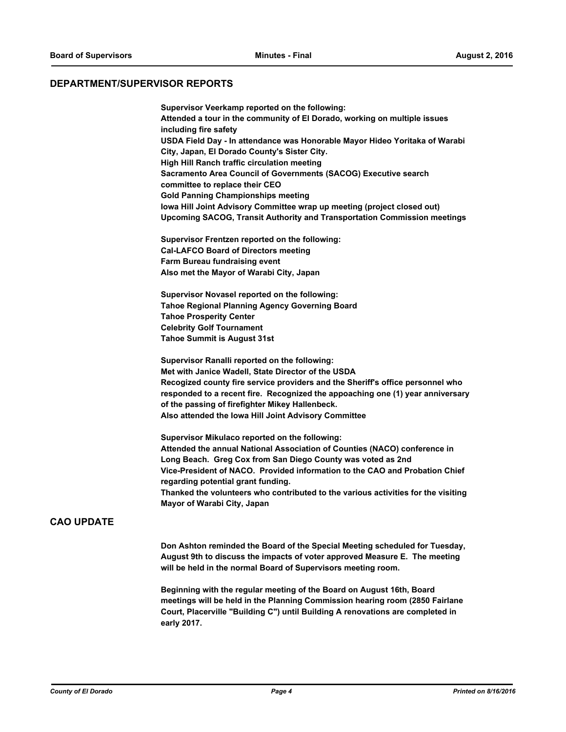## DEPARTMENT/SUPERVISOR REPORTS

**Supervisor Veerkamp reported on the following:**
**Attended a tour in the community of El Dorado, working on multiple issues including fire safety**
**USDA Field Day - In attendance was Honorable Mayor Hideo Yoritaka of Warabi City, Japan, El Dorado County's Sister City.**
**High Hill Ranch traffic circulation meeting**
**Sacramento Area Council of Governments (SACOG) Executive search committee to replace their CEO**
**Gold Panning Championships meeting**
**Iowa Hill Joint Advisory Committee wrap up meeting (project closed out)**
**Upcoming SACOG, Transit Authority and Transportation Commission meetings**

**Supervisor Frentzen reported on the following:**
**Cal-LAFCO Board of Directors meeting**
**Farm Bureau fundraising event**
**Also met the Mayor of Warabi City, Japan**

**Supervisor Novasel reported on the following:**
**Tahoe Regional Planning Agency Governing Board**
**Tahoe Prosperity Center**
**Celebrity Golf Tournament**
**Tahoe Summit is August 31st**

**Supervisor Ranalli reported on the following:**
**Met with Janice Wadell, State Director of the USDA**
**Recogized county fire service providers and the Sheriff's office personnel who responded to a recent fire. Recognized the appoaching one (1) year anniversary of the passing of firefighter Mikey Hallenbeck.**
**Also attended the Iowa Hill Joint Advisory Committee**

**Supervisor Mikulaco reported on the following:**
**Attended the annual National Association of Counties (NACO) conference in Long Beach. Greg Cox from San Diego County was voted as 2nd Vice-President of NACO. Provided information to the CAO and Probation Chief regarding potential grant funding.**
**Thanked the volunteers who contributed to the various activities for the visiting Mayor of Warabi City, Japan**

## CAO UPDATE

**Don Ashton reminded the Board of the Special Meeting scheduled for Tuesday, August 9th to discuss the impacts of voter approved Measure E. The meeting will be held in the normal Board of Supervisors meeting room.**

**Beginning with the regular meeting of the Board on August 16th, Board meetings will be held in the Planning Commission hearing room (2850 Fairlane Court, Placerville "Building C") until Building A renovations are completed in early 2017.**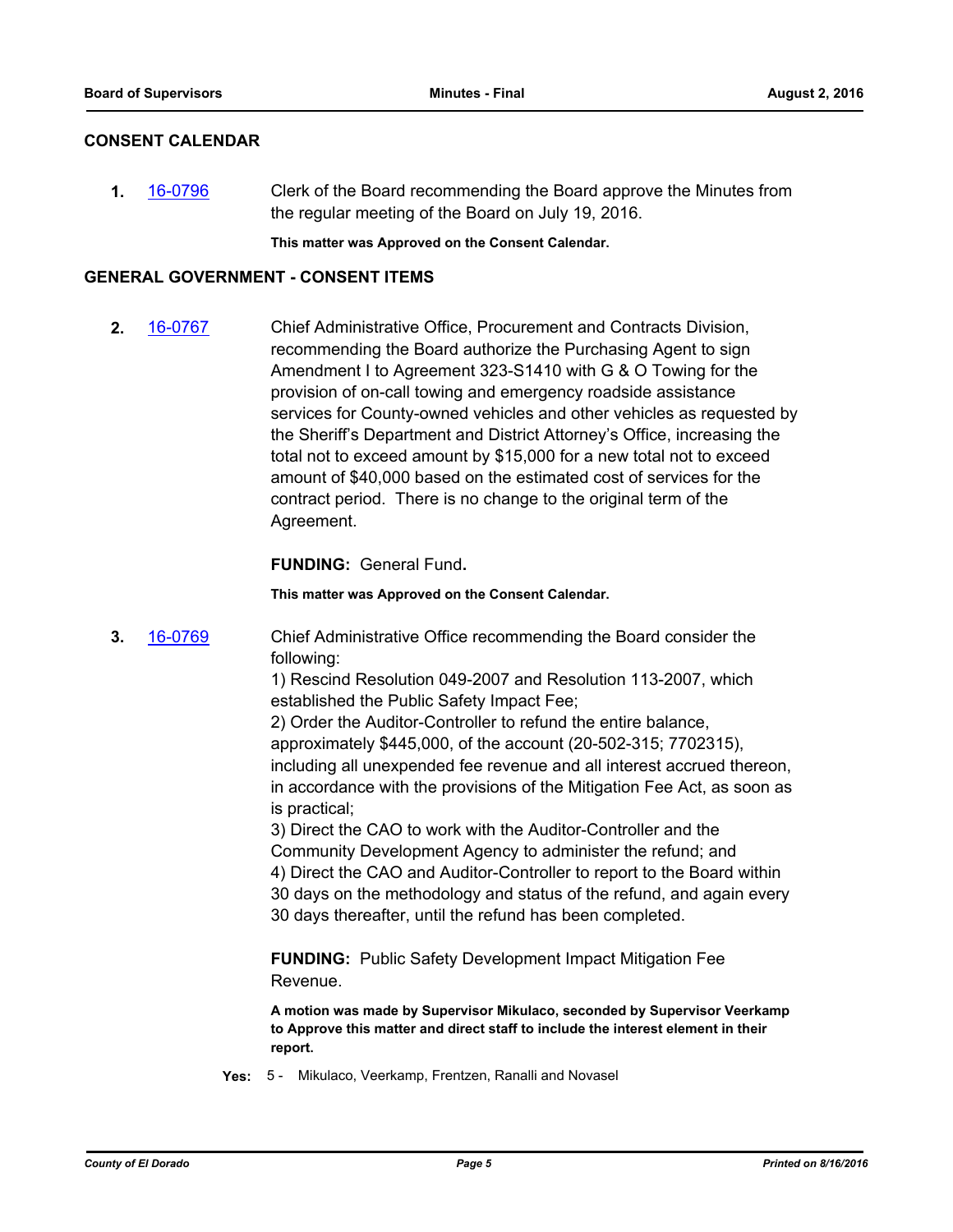## CONSENT CALENDAR

**1.** 16-0796 Clerk of the Board recommending the Board approve the Minutes from the regular meeting of the Board on July 19, 2016.

**This matter was Approved on the Consent Calendar.**

## GENERAL GOVERNMENT - CONSENT ITEMS

**2.** 16-0767 Chief Administrative Office, Procurement and Contracts Division, recommending the Board authorize the Purchasing Agent to sign Amendment I to Agreement 323-S1410 with G & O Towing for the provision of on-call towing and emergency roadside assistance services for County-owned vehicles and other vehicles as requested by the Sheriff's Department and District Attorney's Office, increasing the total not to exceed amount by $15,000 for a new total not to exceed amount of $40,000 based on the estimated cost of services for the contract period. There is no change to the original term of the Agreement.

**FUNDING:** General Fund**.**

**This matter was Approved on the Consent Calendar.**

**3.** 16-0769 Chief Administrative Office recommending the Board consider the following:

1) Rescind Resolution 049-2007 and Resolution 113-2007, which established the Public Safety Impact Fee;
2) Order the Auditor-Controller to refund the entire balance, approximately $445,000, of the account (20-502-315; 7702315), including all unexpended fee revenue and all interest accrued thereon, in accordance with the provisions of the Mitigation Fee Act, as soon as is practical;
3) Direct the CAO to work with the Auditor-Controller and the Community Development Agency to administer the refund; and
4) Direct the CAO and Auditor-Controller to report to the Board within 30 days on the methodology and status of the refund, and again every 30 days thereafter, until the refund has been completed.

**FUNDING:** Public Safety Development Impact Mitigation Fee Revenue.

**A motion was made by Supervisor Mikulaco, seconded by Supervisor Veerkamp to Approve this matter and direct staff to include the interest element in their report.**

**Yes:** 5 - Mikulaco, Veerkamp, Frentzen, Ranalli and Novasel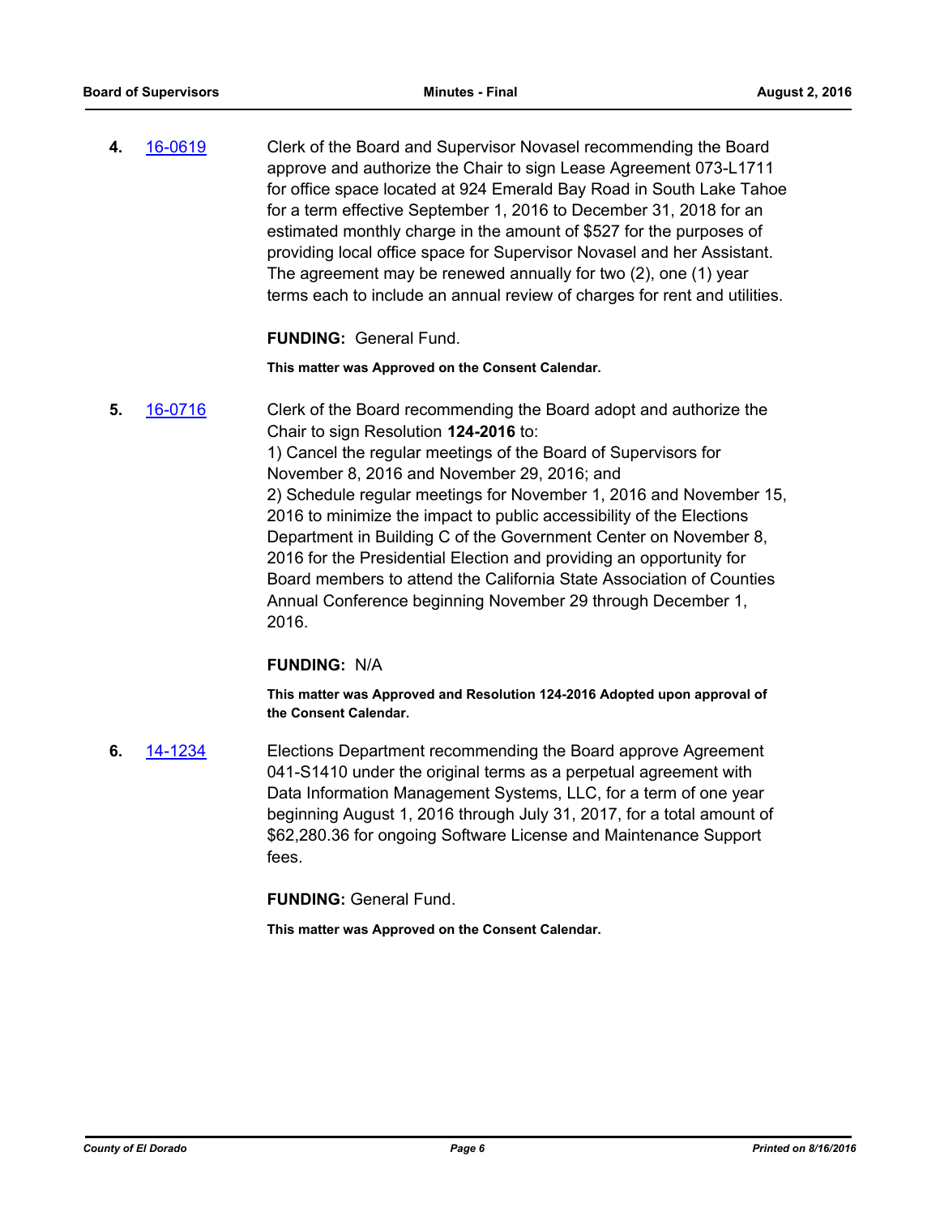**4.** 16-0619 Clerk of the Board and Supervisor Novasel recommending the Board approve and authorize the Chair to sign Lease Agreement 073-L1711 for office space located at 924 Emerald Bay Road in South Lake Tahoe for a term effective September 1, 2016 to December 31, 2018 for an estimated monthly charge in the amount of $527 for the purposes of providing local office space for Supervisor Novasel and her Assistant. The agreement may be renewed annually for two (2), one (1) year terms each to include an annual review of charges for rent and utilities.

**FUNDING:** General Fund.

**This matter was Approved on the Consent Calendar.**

**5.** 16-0716 Clerk of the Board recommending the Board adopt and authorize the Chair to sign Resolution **124-2016** to:
1) Cancel the regular meetings of the Board of Supervisors for November 8, 2016 and November 29, 2016; and
2) Schedule regular meetings for November 1, 2016 and November 15, 2016 to minimize the impact to public accessibility of the Elections Department in Building C of the Government Center on November 8, 2016 for the Presidential Election and providing an opportunity for Board members to attend the California State Association of Counties Annual Conference beginning November 29 through December 1, 2016.

**FUNDING:** N/A

**This matter was Approved and Resolution 124-2016 Adopted upon approval of the Consent Calendar.**

**6.** 14-1234 Elections Department recommending the Board approve Agreement 041-S1410 under the original terms as a perpetual agreement with Data Information Management Systems, LLC, for a term of one year beginning August 1, 2016 through July 31, 2017, for a total amount of $62,280.36 for ongoing Software License and Maintenance Support fees.

**FUNDING:** General Fund.

**This matter was Approved on the Consent Calendar.**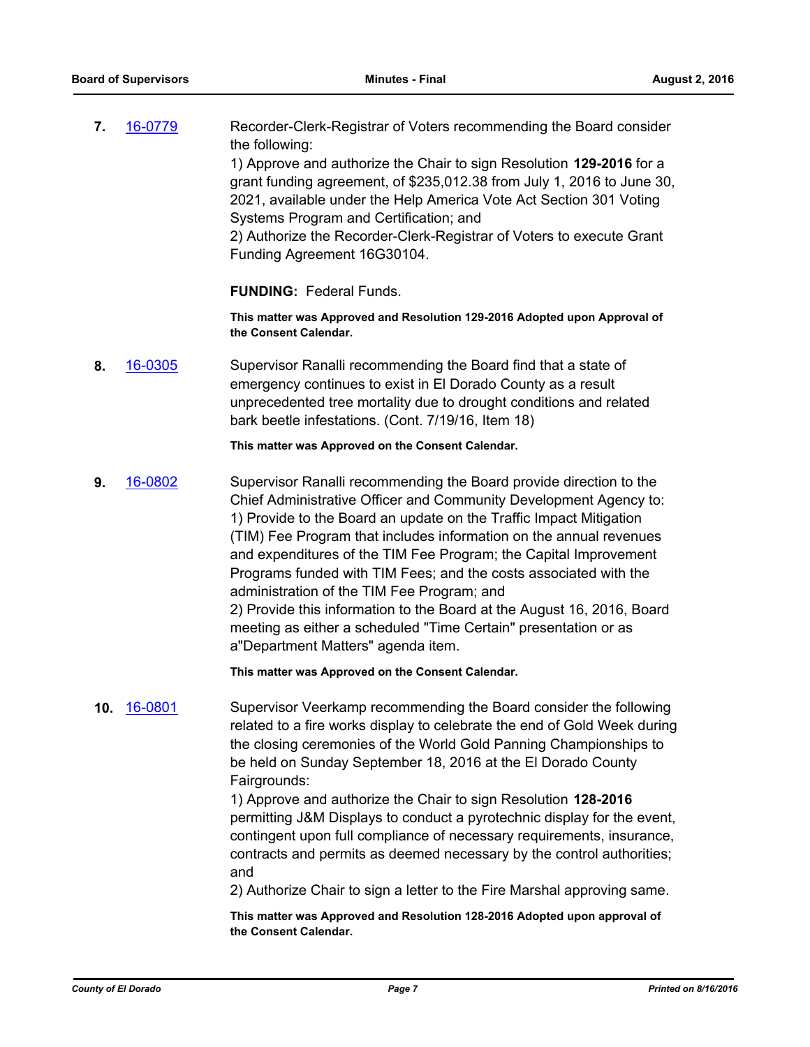**7.** 16-0779 Recorder-Clerk-Registrar of Voters recommending the Board consider the following:

1) Approve and authorize the Chair to sign Resolution **129-2016** for a grant funding agreement, of $235,012.38 from July 1, 2016 to June 30, 2021, available under the Help America Vote Act Section 301 Voting Systems Program and Certification; and

2) Authorize the Recorder-Clerk-Registrar of Voters to execute Grant Funding Agreement 16G30104.

**FUNDING:** Federal Funds.

**This matter was Approved and Resolution 129-2016 Adopted upon Approval of the Consent Calendar.**

**8.** 16-0305 Supervisor Ranalli recommending the Board find that a state of emergency continues to exist in El Dorado County as a result unprecedented tree mortality due to drought conditions and related bark beetle infestations. (Cont. 7/19/16, Item 18)

**This matter was Approved on the Consent Calendar.**

**9.** 16-0802 Supervisor Ranalli recommending the Board provide direction to the Chief Administrative Officer and Community Development Agency to:

1) Provide to the Board an update on the Traffic Impact Mitigation (TIM) Fee Program that includes information on the annual revenues and expenditures of the TIM Fee Program; the Capital Improvement Programs funded with TIM Fees; and the costs associated with the administration of the TIM Fee Program; and

2) Provide this information to the Board at the August 16, 2016, Board meeting as either a scheduled "Time Certain" presentation or as a"Department Matters" agenda item.

**This matter was Approved on the Consent Calendar.**

**10.** 16-0801 Supervisor Veerkamp recommending the Board consider the following related to a fire works display to celebrate the end of Gold Week during the closing ceremonies of the World Gold Panning Championships to be held on Sunday September 18, 2016 at the El Dorado County Fairgrounds:

1) Approve and authorize the Chair to sign Resolution **128-2016** permitting J&M Displays to conduct a pyrotechnic display for the event, contingent upon full compliance of necessary requirements, insurance, contracts and permits as deemed necessary by the control authorities; and

2) Authorize Chair to sign a letter to the Fire Marshal approving same.

**This matter was Approved and Resolution 128-2016 Adopted upon approval of the Consent Calendar.**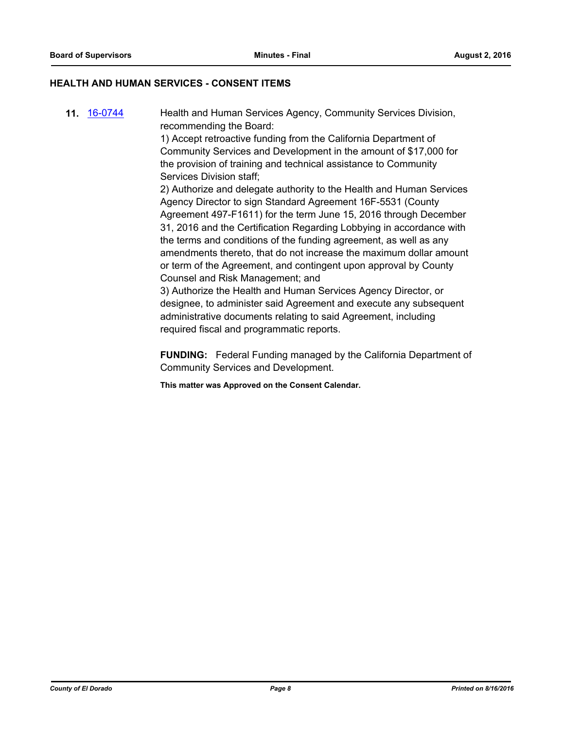## HEALTH AND HUMAN SERVICES - CONSENT ITEMS

**11.** [16-0744](16-0744)

Health and Human Services Agency, Community Services Division, recommending the Board:

1) Accept retroactive funding from the California Department of Community Services and Development in the amount of $17,000 for the provision of training and technical assistance to Community Services Division staff;

2) Authorize and delegate authority to the Health and Human Services Agency Director to sign Standard Agreement 16F-5531 (County Agreement 497-F1611) for the term June 15, 2016 through December 31, 2016 and the Certification Regarding Lobbying in accordance with the terms and conditions of the funding agreement, as well as any amendments thereto, that do not increase the maximum dollar amount or term of the Agreement, and contingent upon approval by County Counsel and Risk Management; and

3) Authorize the Health and Human Services Agency Director, or designee, to administer said Agreement and execute any subsequent administrative documents relating to said Agreement, including required fiscal and programmatic reports.

**FUNDING:** Federal Funding managed by the California Department of Community Services and Development.

**This matter was Approved on the Consent Calendar.**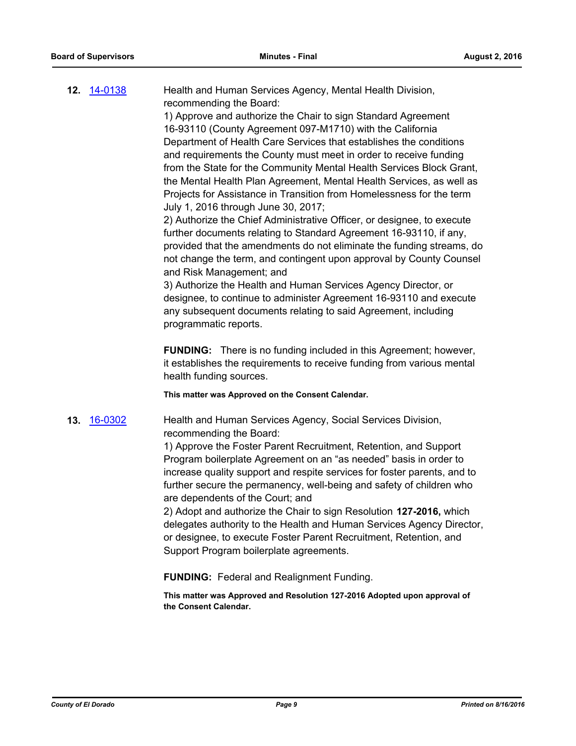**12.** [14-0138](14-0138)

Health and Human Services Agency, Mental Health Division, recommending the Board:

1) Approve and authorize the Chair to sign Standard Agreement 16-93110 (County Agreement 097-M1710) with the California Department of Health Care Services that establishes the conditions and requirements the County must meet in order to receive funding from the State for the Community Mental Health Services Block Grant, the Mental Health Plan Agreement, Mental Health Services, as well as Projects for Assistance in Transition from Homelessness for the term July 1, 2016 through June 30, 2017;

2) Authorize the Chief Administrative Officer, or designee, to execute further documents relating to Standard Agreement 16-93110, if any, provided that the amendments do not eliminate the funding streams, do not change the term, and contingent upon approval by County Counsel and Risk Management; and

3) Authorize the Health and Human Services Agency Director, or designee, to continue to administer Agreement 16-93110 and execute any subsequent documents relating to said Agreement, including programmatic reports.

**FUNDING:** There is no funding included in this Agreement; however, it establishes the requirements to receive funding from various mental health funding sources.

**This matter was Approved on the Consent Calendar.**

**13.** [16-0302](16-0302)

Health and Human Services Agency, Social Services Division, recommending the Board:

1) Approve the Foster Parent Recruitment, Retention, and Support Program boilerplate Agreement on an "as needed" basis in order to increase quality support and respite services for foster parents, and to further secure the permanency, well-being and safety of children who are dependents of the Court; and

2) Adopt and authorize the Chair to sign Resolution **127-2016,** which delegates authority to the Health and Human Services Agency Director, or designee, to execute Foster Parent Recruitment, Retention, and Support Program boilerplate agreements.

**FUNDING:** Federal and Realignment Funding.

**This matter was Approved and Resolution 127-2016 Adopted upon approval of the Consent Calendar.**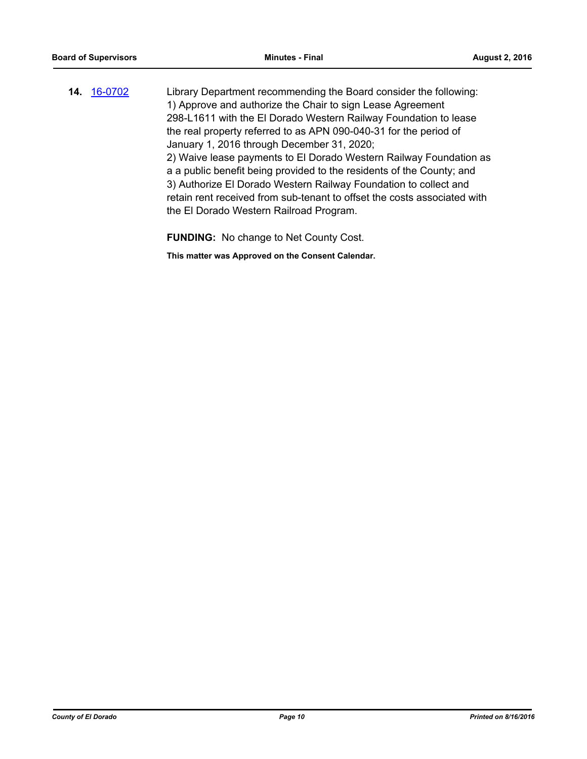**14.** [16-0702](16-0702)

Library Department recommending the Board consider the following:
1) Approve and authorize the Chair to sign Lease Agreement 298-L1611 with the El Dorado Western Railway Foundation to lease the real property referred to as APN 090-040-31 for the period of January 1, 2016 through December 31, 2020;
2) Waive lease payments to El Dorado Western Railway Foundation as a a public benefit being provided to the residents of the County; and
3) Authorize El Dorado Western Railway Foundation to collect and retain rent received from sub-tenant to offset the costs associated with the El Dorado Western Railroad Program.

**FUNDING:** No change to Net County Cost.

**This matter was Approved on the Consent Calendar.**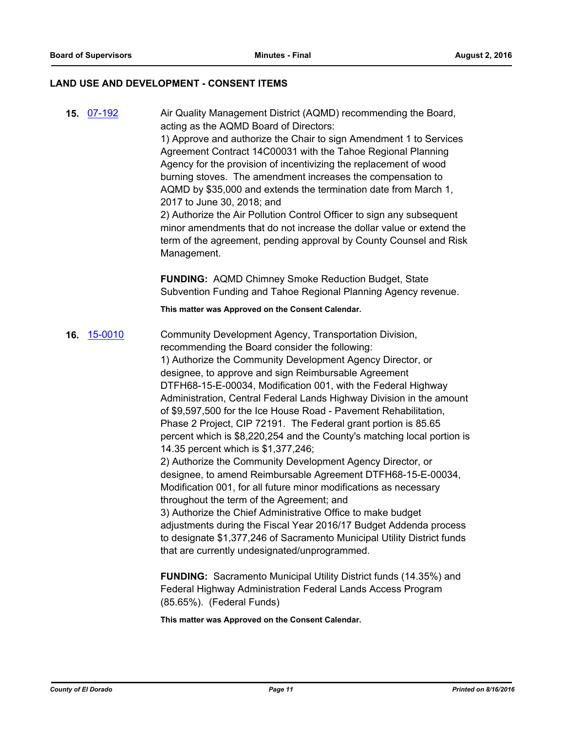## LAND USE AND DEVELOPMENT - CONSENT ITEMS

**15.** 07-192 Air Quality Management District (AQMD) recommending the Board, acting as the AQMD Board of Directors:

1) Approve and authorize the Chair to sign Amendment 1 to Services Agreement Contract 14C00031 with the Tahoe Regional Planning Agency for the provision of incentivizing the replacement of wood burning stoves. The amendment increases the compensation to AQMD by $35,000 and extends the termination date from March 1, 2017 to June 30, 2018; and

2) Authorize the Air Pollution Control Officer to sign any subsequent minor amendments that do not increase the dollar value or extend the term of the agreement, pending approval by County Counsel and Risk Management.

**FUNDING:** AQMD Chimney Smoke Reduction Budget, State Subvention Funding and Tahoe Regional Planning Agency revenue.

**This matter was Approved on the Consent Calendar.**

**16.** 15-0010 Community Development Agency, Transportation Division, recommending the Board consider the following:

1) Authorize the Community Development Agency Director, or designee, to approve and sign Reimbursable Agreement DTFH68-15-E-00034, Modification 001, with the Federal Highway Administration, Central Federal Lands Highway Division in the amount of $9,597,500 for the Ice House Road - Pavement Rehabilitation, Phase 2 Project, CIP 72191. The Federal grant portion is 85.65 percent which is $8,220,254 and the County's matching local portion is 14.35 percent which is $1,377,246;

2) Authorize the Community Development Agency Director, or designee, to amend Reimbursable Agreement DTFH68-15-E-00034, Modification 001, for all future minor modifications as necessary throughout the term of the Agreement; and

3) Authorize the Chief Administrative Office to make budget adjustments during the Fiscal Year 2016/17 Budget Addenda process to designate $1,377,246 of Sacramento Municipal Utility District funds that are currently undesignated/unprogrammed.

**FUNDING:** Sacramento Municipal Utility District funds (14.35%) and Federal Highway Administration Federal Lands Access Program (85.65%). (Federal Funds)

**This matter was Approved on the Consent Calendar.**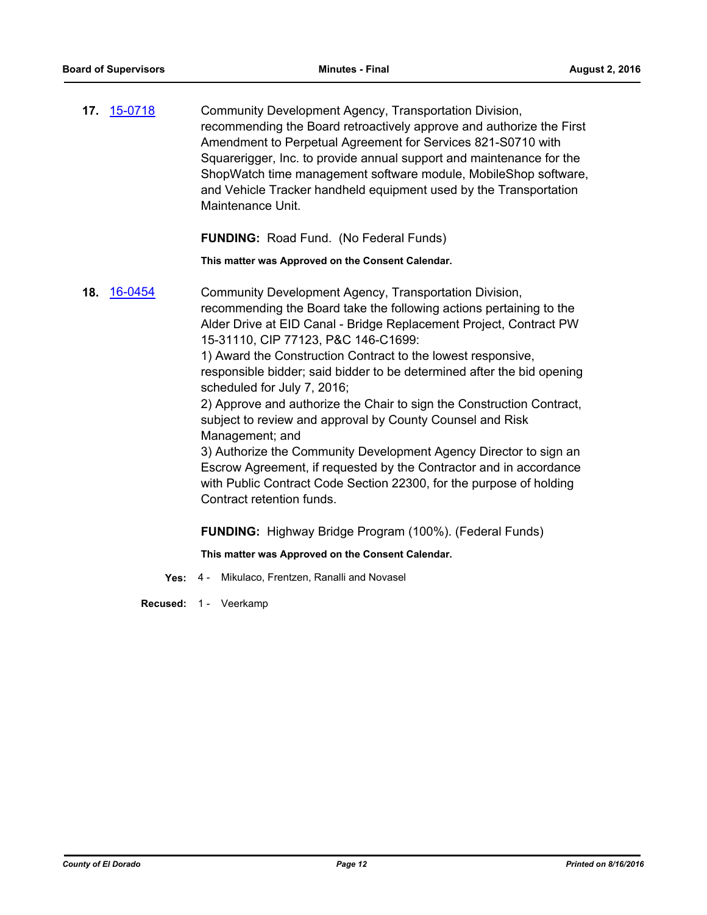**17.** [15-0718](15-0718)

Community Development Agency, Transportation Division, recommending the Board retroactively approve and authorize the First Amendment to Perpetual Agreement for Services 821-S0710 with Squarerigger, Inc. to provide annual support and maintenance for the ShopWatch time management software module, MobileShop software, and Vehicle Tracker handheld equipment used by the Transportation Maintenance Unit.

**FUNDING:** Road Fund. (No Federal Funds)

**This matter was Approved on the Consent Calendar.**

**18.** [16-0454](16-0454)

Community Development Agency, Transportation Division, recommending the Board take the following actions pertaining to the Alder Drive at EID Canal - Bridge Replacement Project, Contract PW 15-31110, CIP 77123, P&C 146-C1699:

1) Award the Construction Contract to the lowest responsive, responsible bidder; said bidder to be determined after the bid opening scheduled for July 7, 2016;

2) Approve and authorize the Chair to sign the Construction Contract, subject to review and approval by County Counsel and Risk Management; and

3) Authorize the Community Development Agency Director to sign an Escrow Agreement, if requested by the Contractor and in accordance with Public Contract Code Section 22300, for the purpose of holding Contract retention funds.

**FUNDING:** Highway Bridge Program (100%). (Federal Funds)

**This matter was Approved on the Consent Calendar.**

**Yes:** 4 - Mikulaco, Frentzen, Ranalli and Novasel

**Recused:** 1 - Veerkamp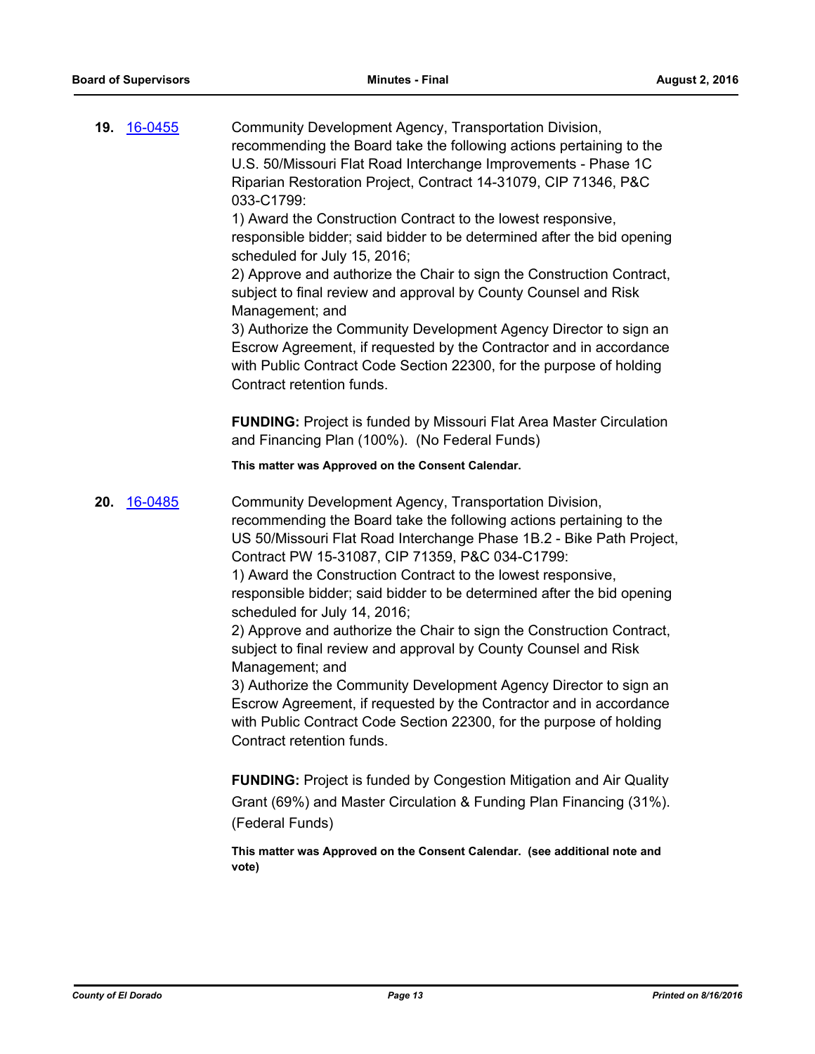**19.** [16-0455](16-0455)

Community Development Agency, Transportation Division, recommending the Board take the following actions pertaining to the U.S. 50/Missouri Flat Road Interchange Improvements - Phase 1C Riparian Restoration Project, Contract 14-31079, CIP 71346, P&C 033-C1799:

1) Award the Construction Contract to the lowest responsive, responsible bidder; said bidder to be determined after the bid opening scheduled for July 15, 2016;

2) Approve and authorize the Chair to sign the Construction Contract, subject to final review and approval by County Counsel and Risk Management; and

3) Authorize the Community Development Agency Director to sign an Escrow Agreement, if requested by the Contractor and in accordance with Public Contract Code Section 22300, for the purpose of holding Contract retention funds.

**FUNDING:** Project is funded by Missouri Flat Area Master Circulation and Financing Plan (100%). (No Federal Funds)

**This matter was Approved on the Consent Calendar.**

**20.** [16-0485](16-0485)

Community Development Agency, Transportation Division, recommending the Board take the following actions pertaining to the US 50/Missouri Flat Road Interchange Phase 1B.2 - Bike Path Project, Contract PW 15-31087, CIP 71359, P&C 034-C1799:

1) Award the Construction Contract to the lowest responsive, responsible bidder; said bidder to be determined after the bid opening scheduled for July 14, 2016;

2) Approve and authorize the Chair to sign the Construction Contract, subject to final review and approval by County Counsel and Risk Management; and

3) Authorize the Community Development Agency Director to sign an Escrow Agreement, if requested by the Contractor and in accordance with Public Contract Code Section 22300, for the purpose of holding Contract retention funds.

**FUNDING:** Project is funded by Congestion Mitigation and Air Quality Grant (69%) and Master Circulation & Funding Plan Financing (31%). (Federal Funds)

**This matter was Approved on the Consent Calendar. (see additional note and vote)**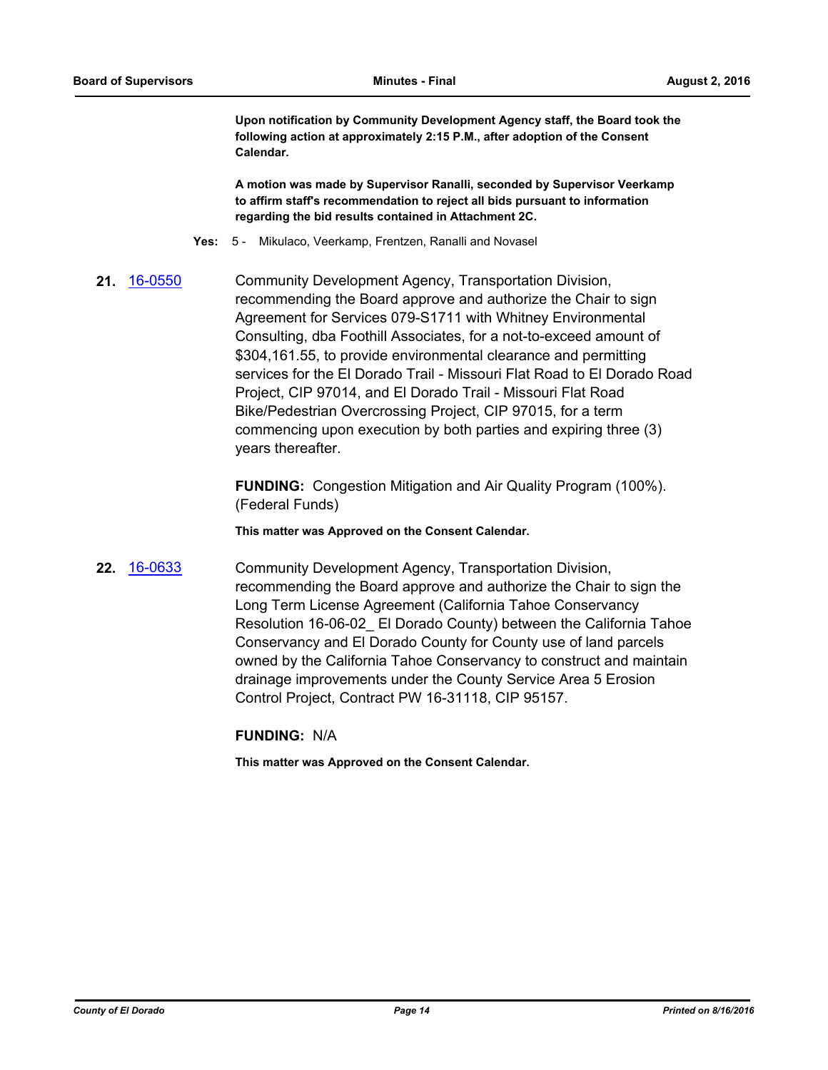**Upon notification by Community Development Agency staff, the Board took the following action at approximately 2:15 P.M., after adoption of the Consent Calendar.**

**A motion was made by Supervisor Ranalli, seconded by Supervisor Veerkamp to affirm staff's recommendation to reject all bids pursuant to information regarding the bid results contained in Attachment 2C.**

**Yes:** 5 - Mikulaco, Veerkamp, Frentzen, Ranalli and Novasel

**21.** 16-0550

Community Development Agency, Transportation Division, recommending the Board approve and authorize the Chair to sign Agreement for Services 079-S1711 with Whitney Environmental Consulting, dba Foothill Associates, for a not-to-exceed amount of $304,161.55, to provide environmental clearance and permitting services for the El Dorado Trail - Missouri Flat Road to El Dorado Road Project, CIP 97014, and El Dorado Trail - Missouri Flat Road Bike/Pedestrian Overcrossing Project, CIP 97015, for a term commencing upon execution by both parties and expiring three (3) years thereafter.

**FUNDING:** Congestion Mitigation and Air Quality Program (100%). (Federal Funds)

**This matter was Approved on the Consent Calendar.**

**22.** 16-0633

Community Development Agency, Transportation Division, recommending the Board approve and authorize the Chair to sign the Long Term License Agreement (California Tahoe Conservancy Resolution 16-06-02_ El Dorado County) between the California Tahoe Conservancy and El Dorado County for County use of land parcels owned by the California Tahoe Conservancy to construct and maintain drainage improvements under the County Service Area 5 Erosion Control Project, Contract PW 16-31118, CIP 95157.

**FUNDING:** N/A

**This matter was Approved on the Consent Calendar.**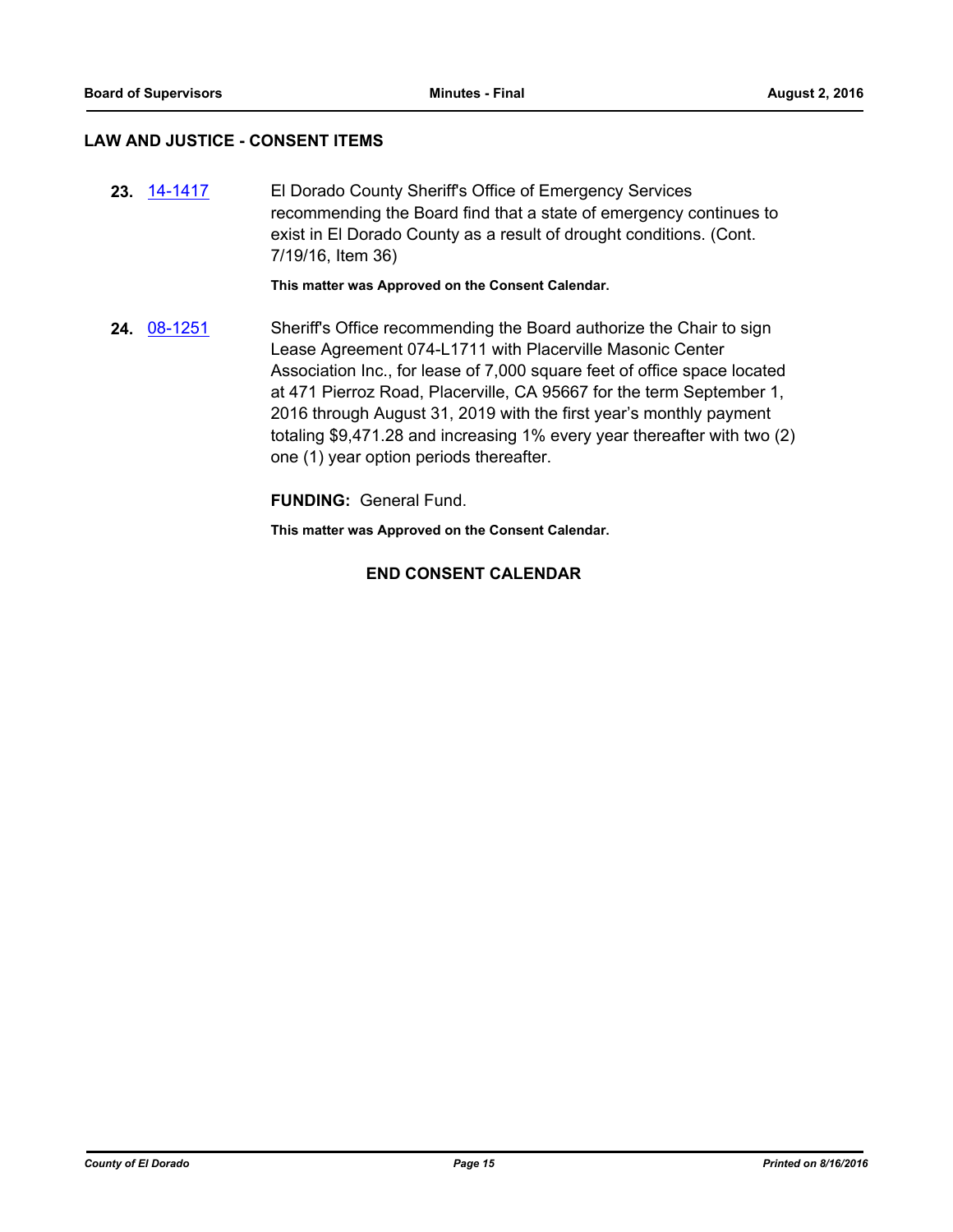## LAW AND JUSTICE - CONSENT ITEMS

**23.** 14-1417 El Dorado County Sheriff's Office of Emergency Services recommending the Board find that a state of emergency continues to exist in El Dorado County as a result of drought conditions. (Cont. 7/19/16, Item 36)

**This matter was Approved on the Consent Calendar.**

**24.** 08-1251 Sheriff's Office recommending the Board authorize the Chair to sign Lease Agreement 074-L1711 with Placerville Masonic Center Association Inc., for lease of 7,000 square feet of office space located at 471 Pierroz Road, Placerville, CA 95667 for the term September 1, 2016 through August 31, 2019 with the first year's monthly payment totaling $9,471.28 and increasing 1% every year thereafter with two (2) one (1) year option periods thereafter.

**FUNDING:** General Fund.

**This matter was Approved on the Consent Calendar.**

**END CONSENT CALENDAR**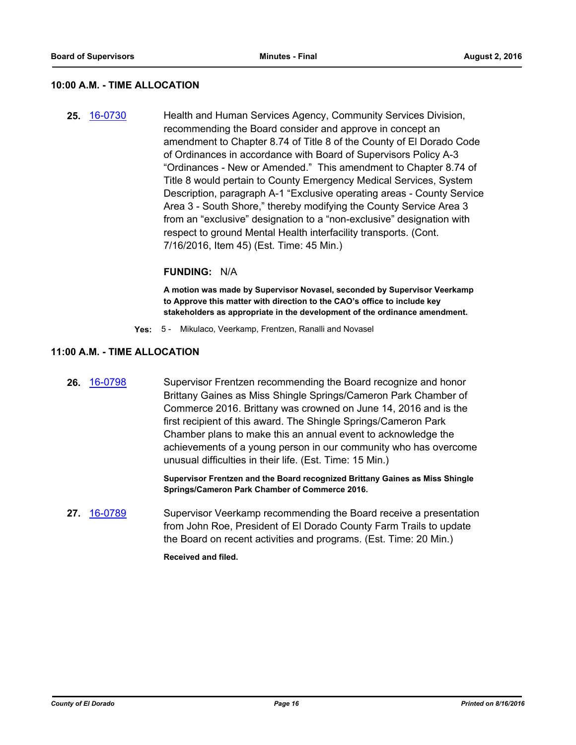## 10:00 A.M. - TIME ALLOCATION

**25.** 16-0730 Health and Human Services Agency, Community Services Division, recommending the Board consider and approve in concept an amendment to Chapter 8.74 of Title 8 of the County of El Dorado Code of Ordinances in accordance with Board of Supervisors Policy A-3 "Ordinances - New or Amended." This amendment to Chapter 8.74 of Title 8 would pertain to County Emergency Medical Services, System Description, paragraph A-1 "Exclusive operating areas - County Service Area 3 - South Shore," thereby modifying the County Service Area 3 from an "exclusive" designation to a "non-exclusive" designation with respect to ground Mental Health interfacility transports. (Cont. 7/16/2016, Item 45) (Est. Time: 45 Min.)

**FUNDING:** N/A

**A motion was made by Supervisor Novasel, seconded by Supervisor Veerkamp to Approve this matter with direction to the CAO's office to include key stakeholders as appropriate in the development of the ordinance amendment.**

**Yes:** 5 - Mikulaco, Veerkamp, Frentzen, Ranalli and Novasel

## 11:00 A.M. - TIME ALLOCATION

**26.** 16-0798 Supervisor Frentzen recommending the Board recognize and honor Brittany Gaines as Miss Shingle Springs/Cameron Park Chamber of Commerce 2016. Brittany was crowned on June 14, 2016 and is the first recipient of this award. The Shingle Springs/Cameron Park Chamber plans to make this an annual event to acknowledge the achievements of a young person in our community who has overcome unusual difficulties in their life. (Est. Time: 15 Min.)

**Supervisor Frentzen and the Board recognized Brittany Gaines as Miss Shingle Springs/Cameron Park Chamber of Commerce 2016.**

**27.** 16-0789 Supervisor Veerkamp recommending the Board receive a presentation from John Roe, President of El Dorado County Farm Trails to update the Board on recent activities and programs. (Est. Time: 20 Min.)

**Received and filed.**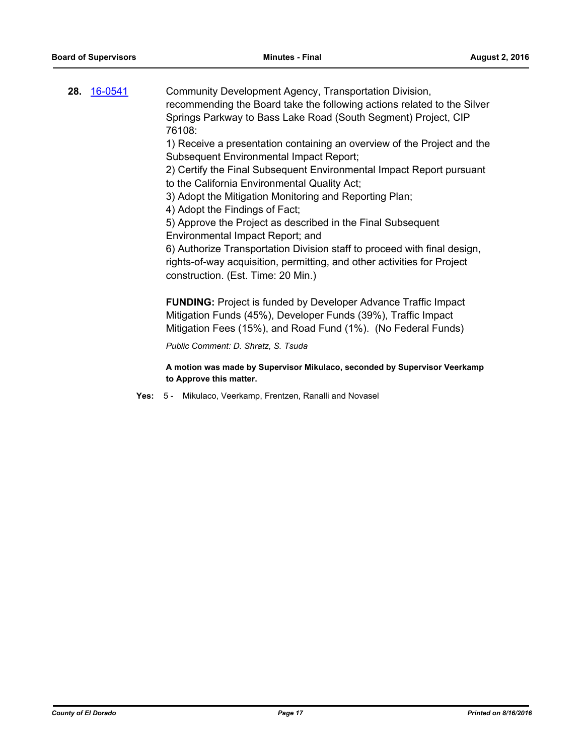**28.** 16-0541

Community Development Agency, Transportation Division, recommending the Board take the following actions related to the Silver Springs Parkway to Bass Lake Road (South Segment) Project, CIP 76108:

1) Receive a presentation containing an overview of the Project and the Subsequent Environmental Impact Report;
2) Certify the Final Subsequent Environmental Impact Report pursuant to the California Environmental Quality Act;
3) Adopt the Mitigation Monitoring and Reporting Plan;
4) Adopt the Findings of Fact;
5) Approve the Project as described in the Final Subsequent Environmental Impact Report; and
6) Authorize Transportation Division staff to proceed with final design, rights-of-way acquisition, permitting, and other activities for Project construction. (Est. Time: 20 Min.)

**FUNDING:** Project is funded by Developer Advance Traffic Impact Mitigation Funds (45%), Developer Funds (39%), Traffic Impact Mitigation Fees (15%), and Road Fund (1%). (No Federal Funds)

*Public Comment: D. Shratz, S. Tsuda*

**A motion was made by Supervisor Mikulaco, seconded by Supervisor Veerkamp to Approve this matter.**

**Yes:** 5 - Mikulaco, Veerkamp, Frentzen, Ranalli and Novasel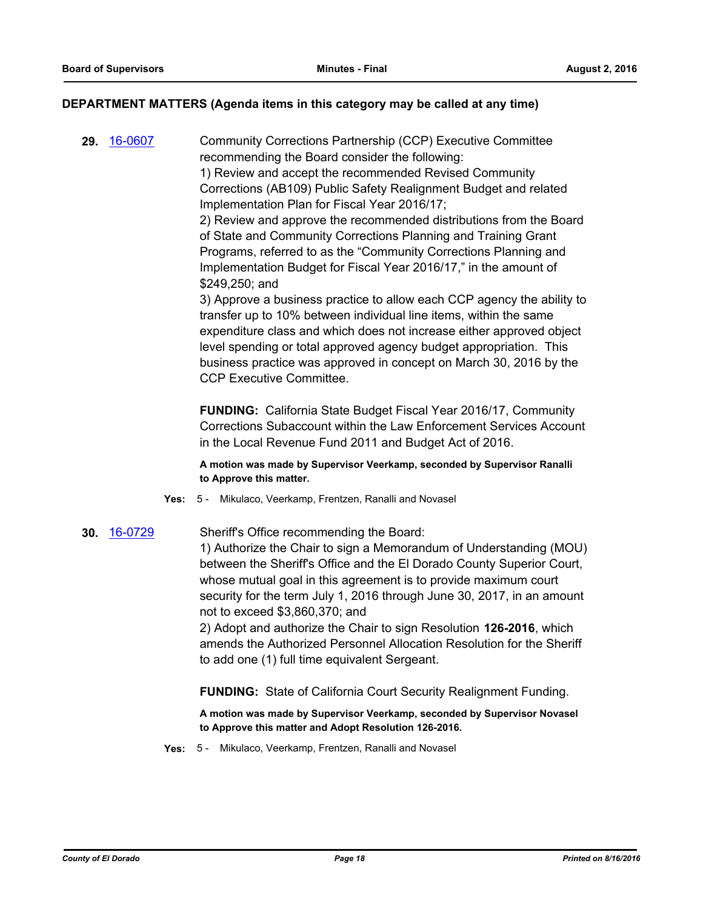## DEPARTMENT MATTERS (Agenda items in this category may be called at any time)

**29.** 16-0607

Community Corrections Partnership (CCP) Executive Committee recommending the Board consider the following:

1) Review and accept the recommended Revised Community Corrections (AB109) Public Safety Realignment Budget and related Implementation Plan for Fiscal Year 2016/17;

2) Review and approve the recommended distributions from the Board of State and Community Corrections Planning and Training Grant Programs, referred to as the "Community Corrections Planning and Implementation Budget for Fiscal Year 2016/17," in the amount of $249,250; and

3) Approve a business practice to allow each CCP agency the ability to transfer up to 10% between individual line items, within the same expenditure class and which does not increase either approved object level spending or total approved agency budget appropriation. This business practice was approved in concept on March 30, 2016 by the CCP Executive Committee.

**FUNDING:** California State Budget Fiscal Year 2016/17, Community Corrections Subaccount within the Law Enforcement Services Account in the Local Revenue Fund 2011 and Budget Act of 2016.

**A motion was made by Supervisor Veerkamp, seconded by Supervisor Ranalli to Approve this matter.**

**Yes:** 5 - Mikulaco, Veerkamp, Frentzen, Ranalli and Novasel

**30.** 16-0729

Sheriff's Office recommending the Board:

1) Authorize the Chair to sign a Memorandum of Understanding (MOU) between the Sheriff's Office and the El Dorado County Superior Court, whose mutual goal in this agreement is to provide maximum court security for the term July 1, 2016 through June 30, 2017, in an amount not to exceed $3,860,370; and

2) Adopt and authorize the Chair to sign Resolution **126-2016**, which amends the Authorized Personnel Allocation Resolution for the Sheriff to add one (1) full time equivalent Sergeant.

**FUNDING:** State of California Court Security Realignment Funding.

**A motion was made by Supervisor Veerkamp, seconded by Supervisor Novasel to Approve this matter and Adopt Resolution 126-2016.**

**Yes:** 5 - Mikulaco, Veerkamp, Frentzen, Ranalli and Novasel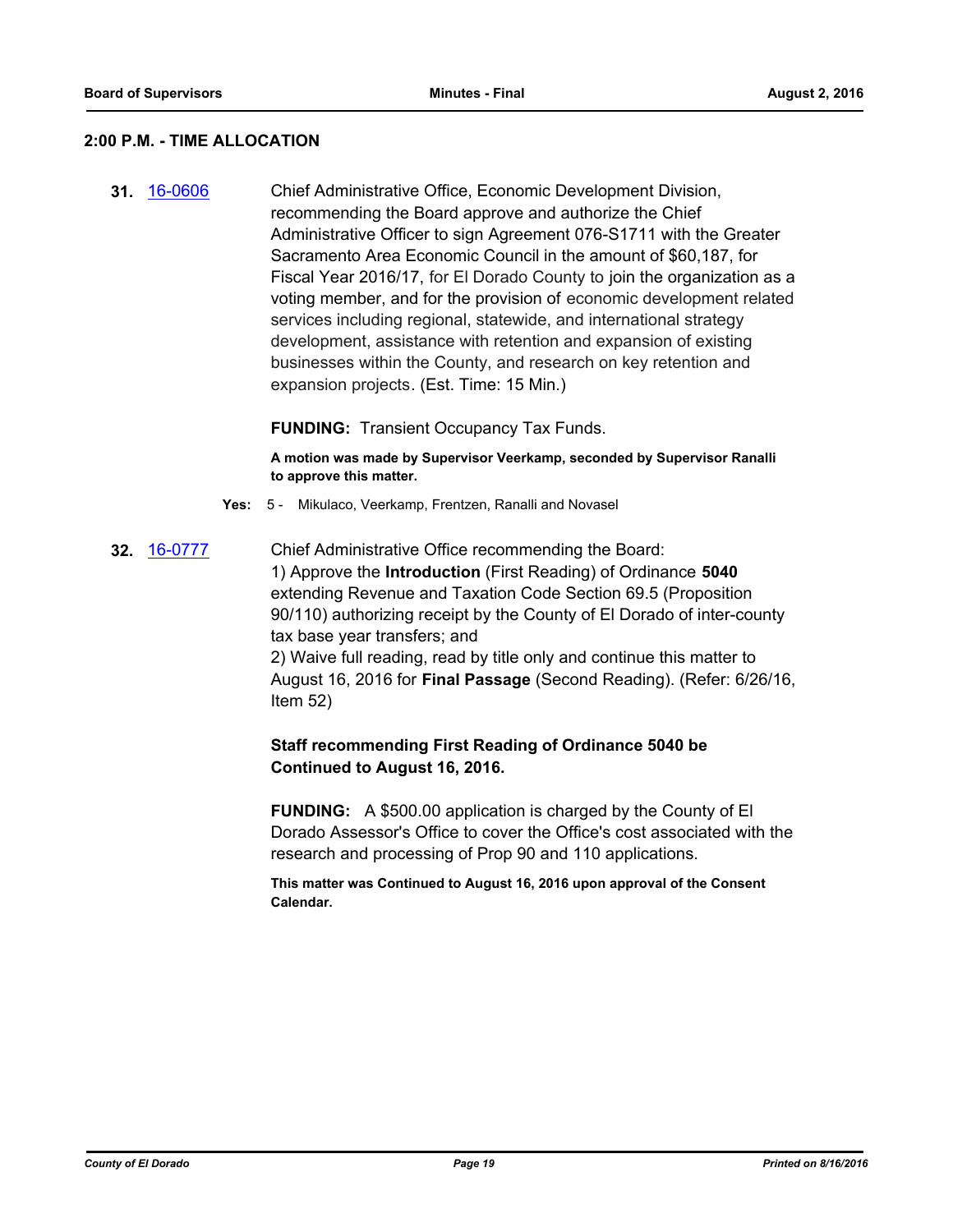## 2:00 P.M. - TIME ALLOCATION

**31.** 16-0606 Chief Administrative Office, Economic Development Division, recommending the Board approve and authorize the Chief Administrative Officer to sign Agreement 076-S1711 with the Greater Sacramento Area Economic Council in the amount of $60,187, for Fiscal Year 2016/17, for El Dorado County to join the organization as a voting member, and for the provision of economic development related services including regional, statewide, and international strategy development, assistance with retention and expansion of existing businesses within the County, and research on key retention and expansion projects. (Est. Time: 15 Min.)

**FUNDING:** Transient Occupancy Tax Funds.

**A motion was made by Supervisor Veerkamp, seconded by Supervisor Ranalli to approve this matter.**

**Yes:** 5 - Mikulaco, Veerkamp, Frentzen, Ranalli and Novasel

**32.** 16-0777 Chief Administrative Office recommending the Board:
1) Approve the **Introduction** (First Reading) of Ordinance **5040** extending Revenue and Taxation Code Section 69.5 (Proposition 90/110) authorizing receipt by the County of El Dorado of inter-county tax base year transfers; and
2) Waive full reading, read by title only and continue this matter to August 16, 2016 for **Final Passage** (Second Reading). (Refer: 6/26/16, Item 52)

**Staff recommending First Reading of Ordinance 5040 be Continued to August 16, 2016.**

**FUNDING:** A $500.00 application is charged by the County of El Dorado Assessor's Office to cover the Office's cost associated with the research and processing of Prop 90 and 110 applications.

**This matter was Continued to August 16, 2016 upon approval of the Consent Calendar.**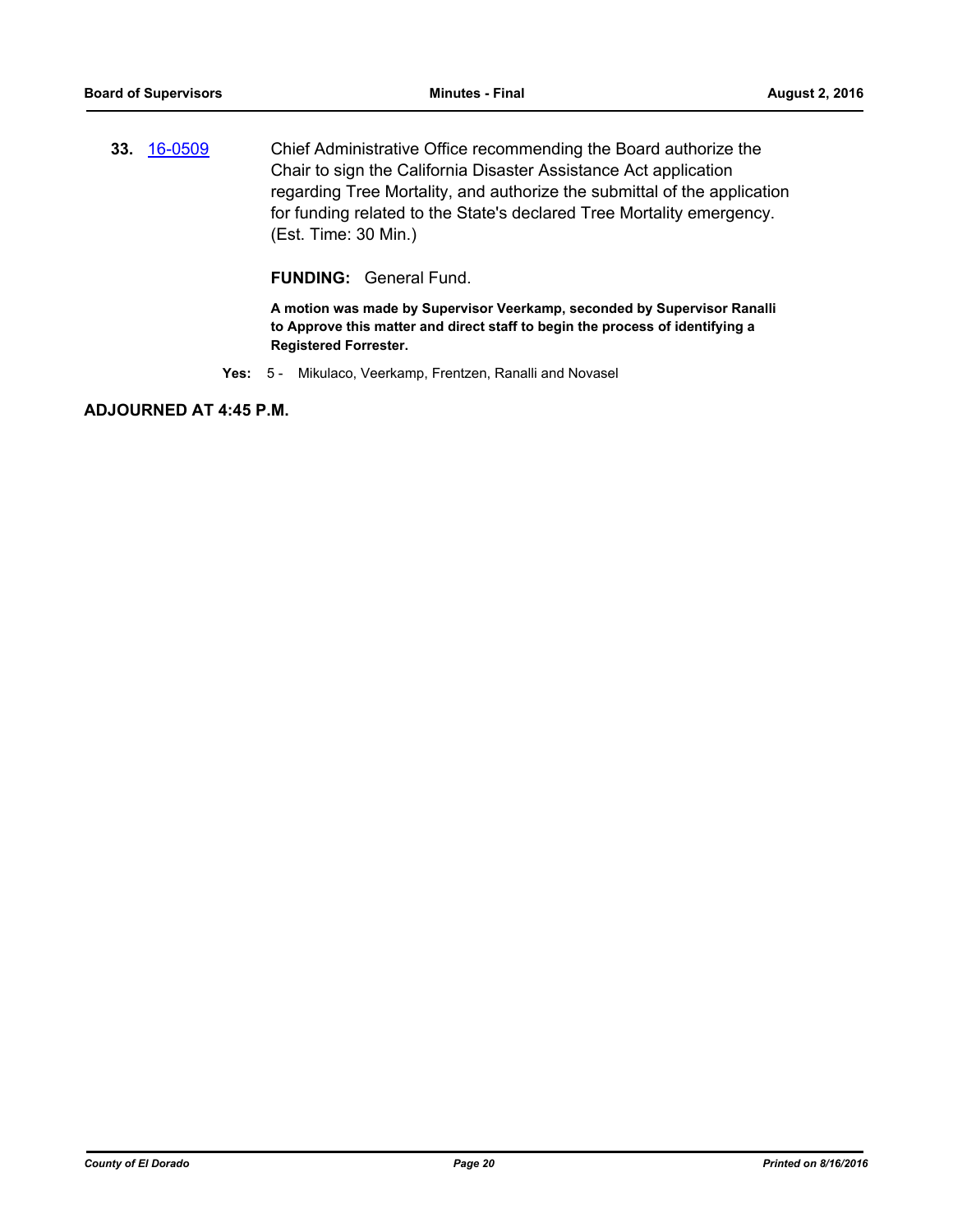**33.** 16-0509 Chief Administrative Office recommending the Board authorize the Chair to sign the California Disaster Assistance Act application regarding Tree Mortality, and authorize the submittal of the application for funding related to the State's declared Tree Mortality emergency. (Est. Time: 30 Min.)

**FUNDING:** General Fund.

**A motion was made by Supervisor Veerkamp, seconded by Supervisor Ranalli to Approve this matter and direct staff to begin the process of identifying a Registered Forrester.**

**Yes:** 5 - Mikulaco, Veerkamp, Frentzen, Ranalli and Novasel

**ADJOURNED AT 4:45 P.M.**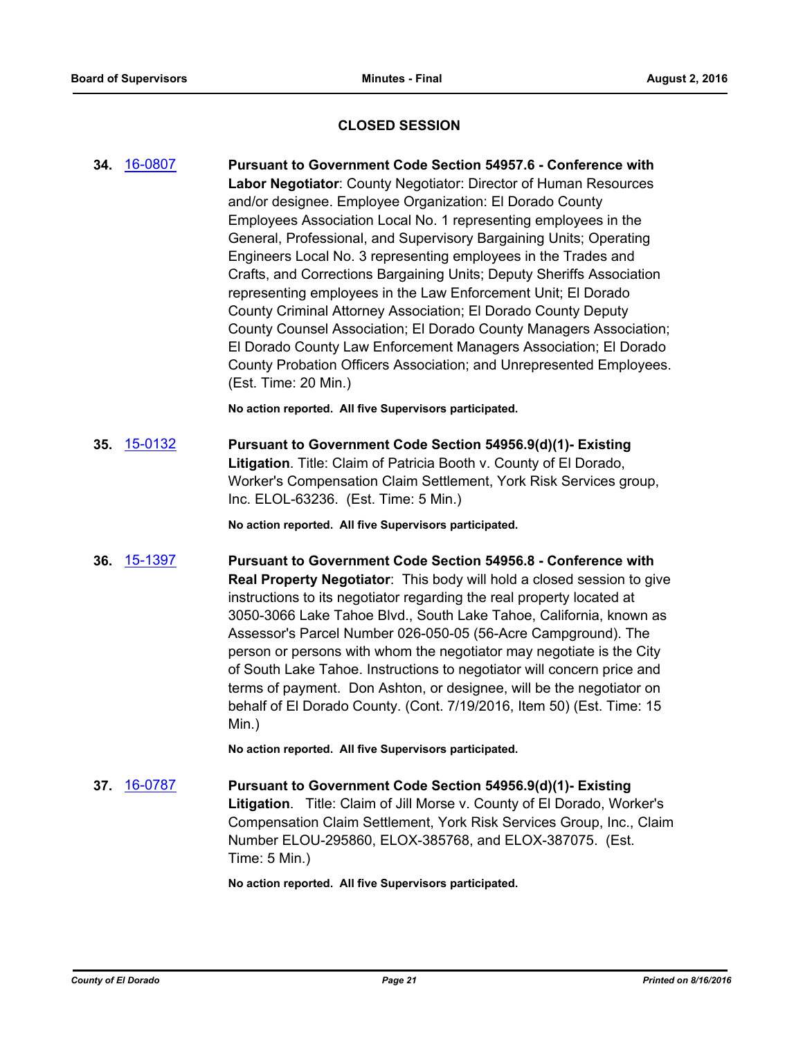## CLOSED SESSION

**34.** 16-0807 **Pursuant to Government Code Section 54957.6 - Conference with Labor Negotiator**: County Negotiator: Director of Human Resources and/or designee. Employee Organization: El Dorado County Employees Association Local No. 1 representing employees in the General, Professional, and Supervisory Bargaining Units; Operating Engineers Local No. 3 representing employees in the Trades and Crafts, and Corrections Bargaining Units; Deputy Sheriffs Association representing employees in the Law Enforcement Unit; El Dorado County Criminal Attorney Association; El Dorado County Deputy County Counsel Association; El Dorado County Managers Association; El Dorado County Law Enforcement Managers Association; El Dorado County Probation Officers Association; and Unrepresented Employees. (Est. Time: 20 Min.)

**No action reported. All five Supervisors participated.**

**35.** 15-0132 **Pursuant to Government Code Section 54956.9(d)(1)- Existing Litigation**. Title: Claim of Patricia Booth v. County of El Dorado, Worker's Compensation Claim Settlement, York Risk Services group, Inc. ELOL-63236. (Est. Time: 5 Min.)

**No action reported. All five Supervisors participated.**

**36.** 15-1397 **Pursuant to Government Code Section 54956.8 - Conference with Real Property Negotiator**: This body will hold a closed session to give instructions to its negotiator regarding the real property located at 3050-3066 Lake Tahoe Blvd., South Lake Tahoe, California, known as Assessor's Parcel Number 026-050-05 (56-Acre Campground). The person or persons with whom the negotiator may negotiate is the City of South Lake Tahoe. Instructions to negotiator will concern price and terms of payment. Don Ashton, or designee, will be the negotiator on behalf of El Dorado County. (Cont. 7/19/2016, Item 50) (Est. Time: 15 Min.)

**No action reported. All five Supervisors participated.**

**37.** 16-0787 **Pursuant to Government Code Section 54956.9(d)(1)- Existing Litigation**. Title: Claim of Jill Morse v. County of El Dorado, Worker's Compensation Claim Settlement, York Risk Services Group, Inc., Claim Number ELOU-295860, ELOX-385768, and ELOX-387075. (Est. Time: 5 Min.)

**No action reported. All five Supervisors participated.**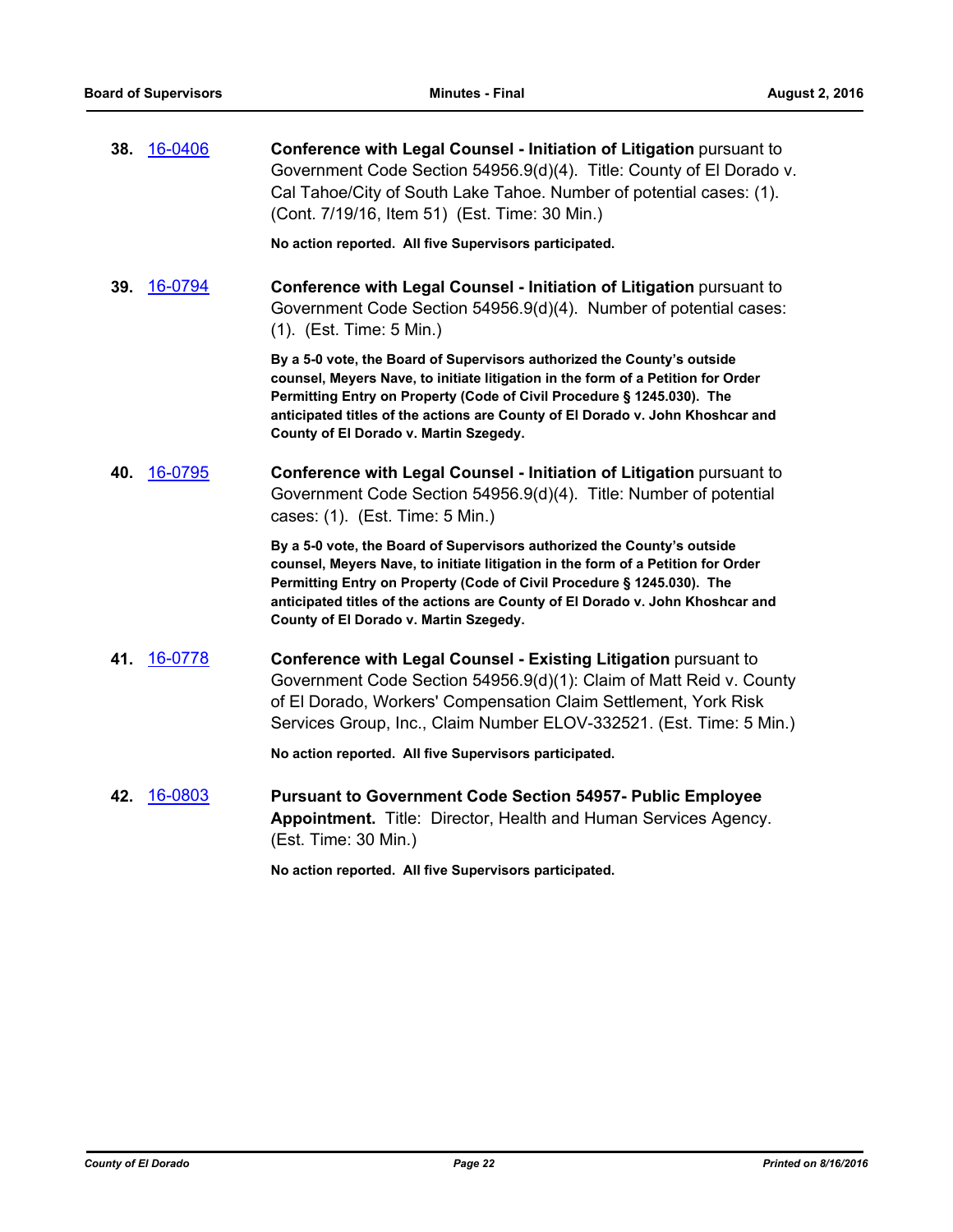**38.** 16-0406 **Conference with Legal Counsel - Initiation of Litigation** pursuant to Government Code Section 54956.9(d)(4). Title: County of El Dorado v. Cal Tahoe/City of South Lake Tahoe. Number of potential cases: (1). (Cont. 7/19/16, Item 51) (Est. Time: 30 Min.)

**No action reported. All five Supervisors participated.**

**39.** 16-0794 **Conference with Legal Counsel - Initiation of Litigation** pursuant to Government Code Section 54956.9(d)(4). Number of potential cases: (1). (Est. Time: 5 Min.)

**By a 5-0 vote, the Board of Supervisors authorized the County's outside counsel, Meyers Nave, to initiate litigation in the form of a Petition for Order Permitting Entry on Property (Code of Civil Procedure § 1245.030). The anticipated titles of the actions are County of El Dorado v. John Khoshcar and County of El Dorado v. Martin Szegedy.**

**40.** 16-0795 **Conference with Legal Counsel - Initiation of Litigation** pursuant to Government Code Section 54956.9(d)(4). Title: Number of potential cases: (1). (Est. Time: 5 Min.)

**By a 5-0 vote, the Board of Supervisors authorized the County's outside counsel, Meyers Nave, to initiate litigation in the form of a Petition for Order Permitting Entry on Property (Code of Civil Procedure § 1245.030). The anticipated titles of the actions are County of El Dorado v. John Khoshcar and County of El Dorado v. Martin Szegedy.**

**41.** 16-0778 **Conference with Legal Counsel - Existing Litigation** pursuant to Government Code Section 54956.9(d)(1): Claim of Matt Reid v. County of El Dorado, Workers' Compensation Claim Settlement, York Risk Services Group, Inc., Claim Number ELOV-332521. (Est. Time: 5 Min.)

**No action reported. All five Supervisors participated.**

**42.** 16-0803 **Pursuant to Government Code Section 54957- Public Employee Appointment.** Title: Director, Health and Human Services Agency. (Est. Time: 30 Min.)

**No action reported. All five Supervisors participated.**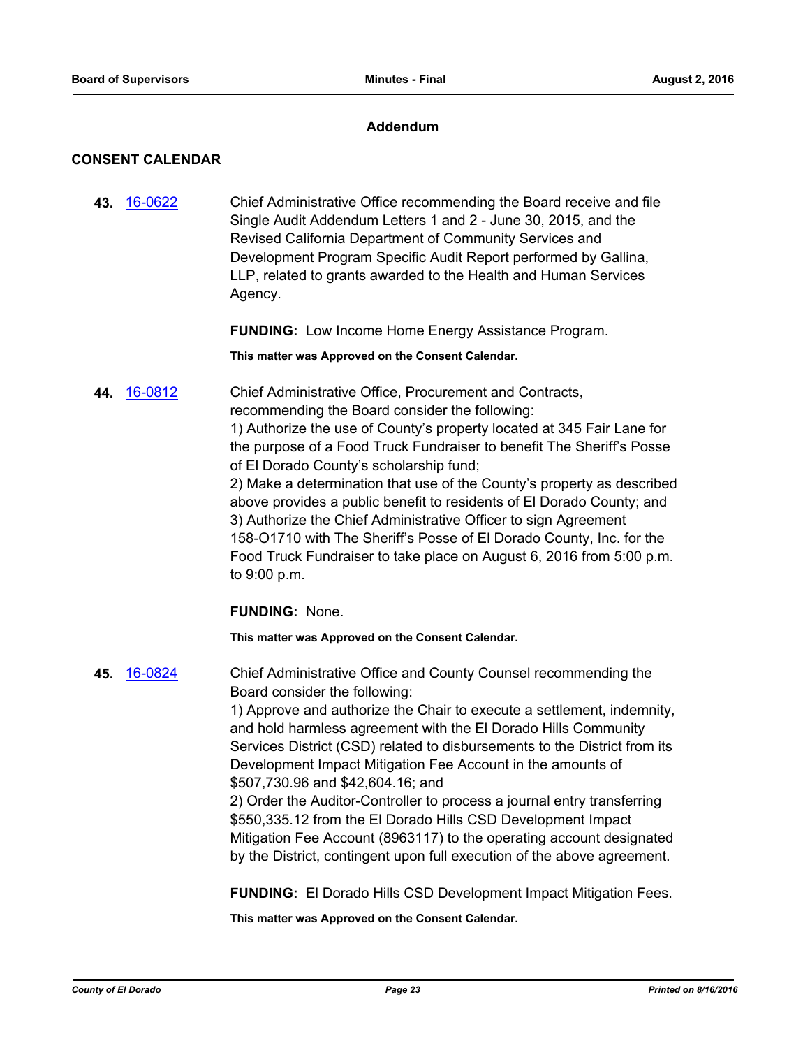## Addendum

### CONSENT CALENDAR

**43.** 16-0622 Chief Administrative Office recommending the Board receive and file Single Audit Addendum Letters 1 and 2 - June 30, 2015, and the Revised California Department of Community Services and Development Program Specific Audit Report performed by Gallina, LLP, related to grants awarded to the Health and Human Services Agency.

**FUNDING:** Low Income Home Energy Assistance Program.

**This matter was Approved on the Consent Calendar.**

**44.** 16-0812 Chief Administrative Office, Procurement and Contracts, recommending the Board consider the following:
1) Authorize the use of County's property located at 345 Fair Lane for the purpose of a Food Truck Fundraiser to benefit The Sheriff's Posse of El Dorado County's scholarship fund;
2) Make a determination that use of the County's property as described above provides a public benefit to residents of El Dorado County; and
3) Authorize the Chief Administrative Officer to sign Agreement 158-O1710 with The Sheriff's Posse of El Dorado County, Inc. for the Food Truck Fundraiser to take place on August 6, 2016 from 5:00 p.m. to 9:00 p.m.

**FUNDING:** None.

**This matter was Approved on the Consent Calendar.**

**45.** 16-0824 Chief Administrative Office and County Counsel recommending the Board consider the following:
1) Approve and authorize the Chair to execute a settlement, indemnity, and hold harmless agreement with the El Dorado Hills Community Services District (CSD) related to disbursements to the District from its Development Impact Mitigation Fee Account in the amounts of $507,730.96 and $42,604.16; and
2) Order the Auditor-Controller to process a journal entry transferring $550,335.12 from the El Dorado Hills CSD Development Impact Mitigation Fee Account (8963117) to the operating account designated by the District, contingent upon full execution of the above agreement.

**FUNDING:** El Dorado Hills CSD Development Impact Mitigation Fees.

**This matter was Approved on the Consent Calendar.**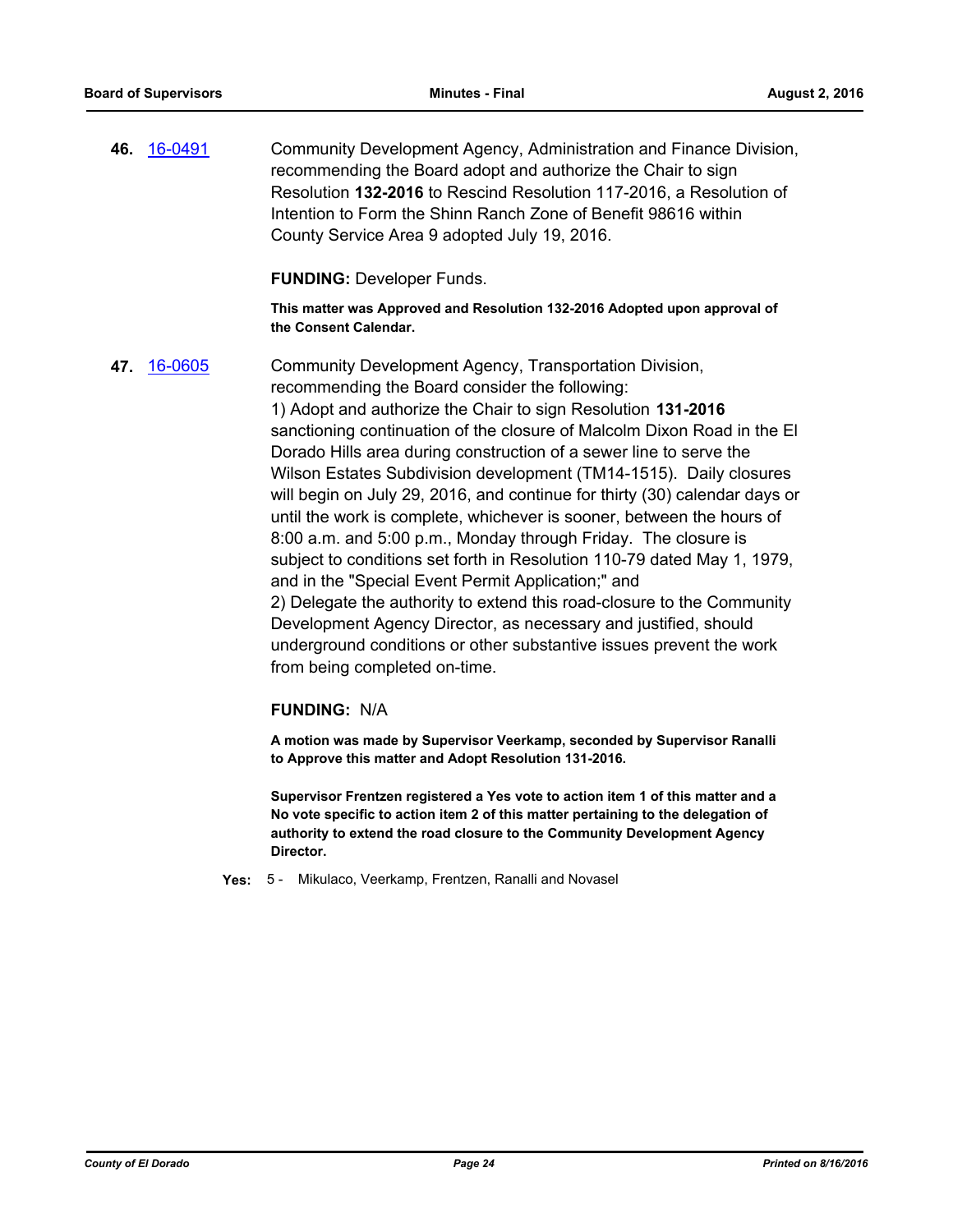**46.** 16-0491 Community Development Agency, Administration and Finance Division, recommending the Board adopt and authorize the Chair to sign Resolution **132-2016** to Rescind Resolution 117-2016, a Resolution of Intention to Form the Shinn Ranch Zone of Benefit 98616 within County Service Area 9 adopted July 19, 2016.

**FUNDING:** Developer Funds.

**This matter was Approved and Resolution 132-2016 Adopted upon approval of the Consent Calendar.**

**47.** 16-0605 Community Development Agency, Transportation Division, recommending the Board consider the following:

1) Adopt and authorize the Chair to sign Resolution **131-2016** sanctioning continuation of the closure of Malcolm Dixon Road in the El Dorado Hills area during construction of a sewer line to serve the Wilson Estates Subdivision development (TM14-1515). Daily closures will begin on July 29, 2016, and continue for thirty (30) calendar days or until the work is complete, whichever is sooner, between the hours of 8:00 a.m. and 5:00 p.m., Monday through Friday. The closure is subject to conditions set forth in Resolution 110-79 dated May 1, 1979, and in the "Special Event Permit Application;" and

2) Delegate the authority to extend this road-closure to the Community Development Agency Director, as necessary and justified, should underground conditions or other substantive issues prevent the work from being completed on-time.

**FUNDING:** N/A

**A motion was made by Supervisor Veerkamp, seconded by Supervisor Ranalli to Approve this matter and Adopt Resolution 131-2016.**

**Supervisor Frentzen registered a Yes vote to action item 1 of this matter and a No vote specific to action item 2 of this matter pertaining to the delegation of authority to extend the road closure to the Community Development Agency Director.**

**Yes:** 5 - Mikulaco, Veerkamp, Frentzen, Ranalli and Novasel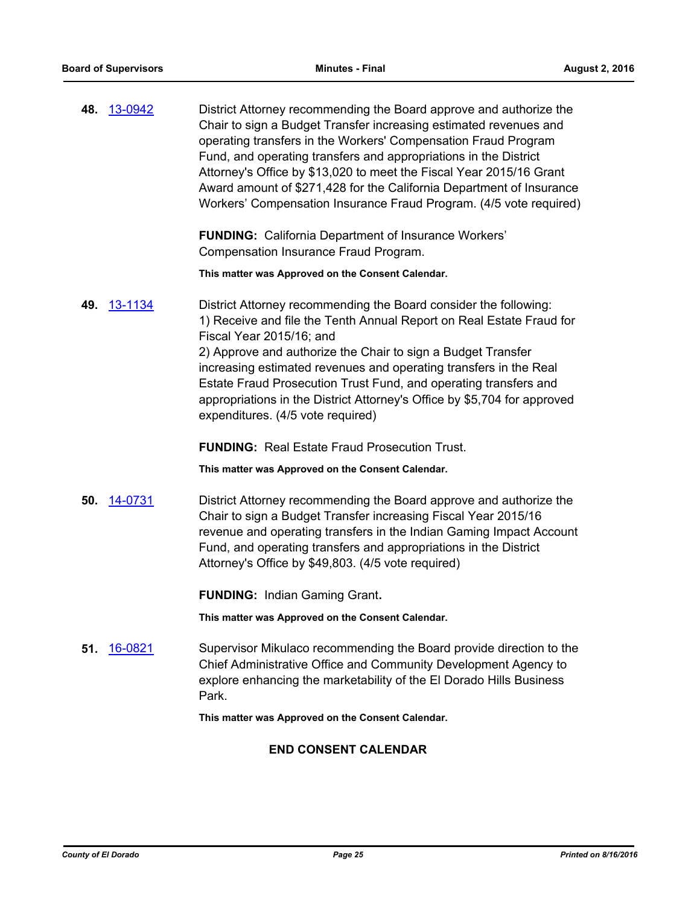**48.** 13-0942 District Attorney recommending the Board approve and authorize the Chair to sign a Budget Transfer increasing estimated revenues and operating transfers in the Workers' Compensation Fraud Program Fund, and operating transfers and appropriations in the District Attorney's Office by $13,020 to meet the Fiscal Year 2015/16 Grant Award amount of $271,428 for the California Department of Insurance Workers' Compensation Insurance Fraud Program. (4/5 vote required)

**FUNDING:** California Department of Insurance Workers' Compensation Insurance Fraud Program.

**This matter was Approved on the Consent Calendar.**

**49.** 13-1134 District Attorney recommending the Board consider the following:
1) Receive and file the Tenth Annual Report on Real Estate Fraud for Fiscal Year 2015/16; and
2) Approve and authorize the Chair to sign a Budget Transfer increasing estimated revenues and operating transfers in the Real Estate Fraud Prosecution Trust Fund, and operating transfers and appropriations in the District Attorney's Office by $5,704 for approved expenditures. (4/5 vote required)

**FUNDING:** Real Estate Fraud Prosecution Trust.

**This matter was Approved on the Consent Calendar.**

**50.** 14-0731 District Attorney recommending the Board approve and authorize the Chair to sign a Budget Transfer increasing Fiscal Year 2015/16 revenue and operating transfers in the Indian Gaming Impact Account Fund, and operating transfers and appropriations in the District Attorney's Office by $49,803. (4/5 vote required)

**FUNDING:** Indian Gaming Grant**.**

**This matter was Approved on the Consent Calendar.**

**51.** 16-0821 Supervisor Mikulaco recommending the Board provide direction to the Chief Administrative Office and Community Development Agency to explore enhancing the marketability of the El Dorado Hills Business Park.

**This matter was Approved on the Consent Calendar.**

**END CONSENT CALENDAR**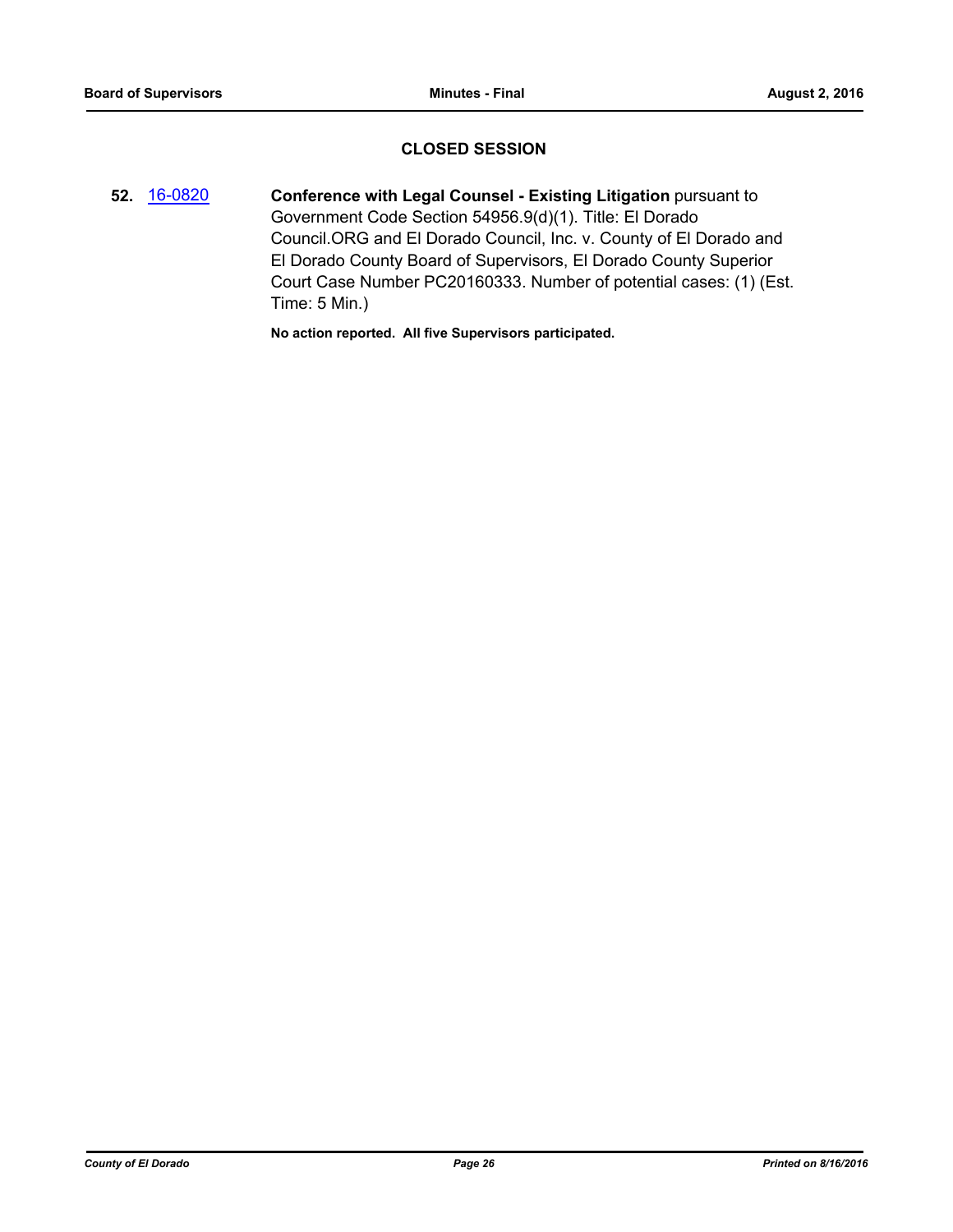## CLOSED SESSION

**52.** 16-0820 **Conference with Legal Counsel - Existing Litigation** pursuant to Government Code Section 54956.9(d)(1). Title: El Dorado Council.ORG and El Dorado Council, Inc. v. County of El Dorado and El Dorado County Board of Supervisors, El Dorado County Superior Court Case Number PC20160333. Number of potential cases: (1) (Est. Time: 5 Min.)

**No action reported. All five Supervisors participated.**